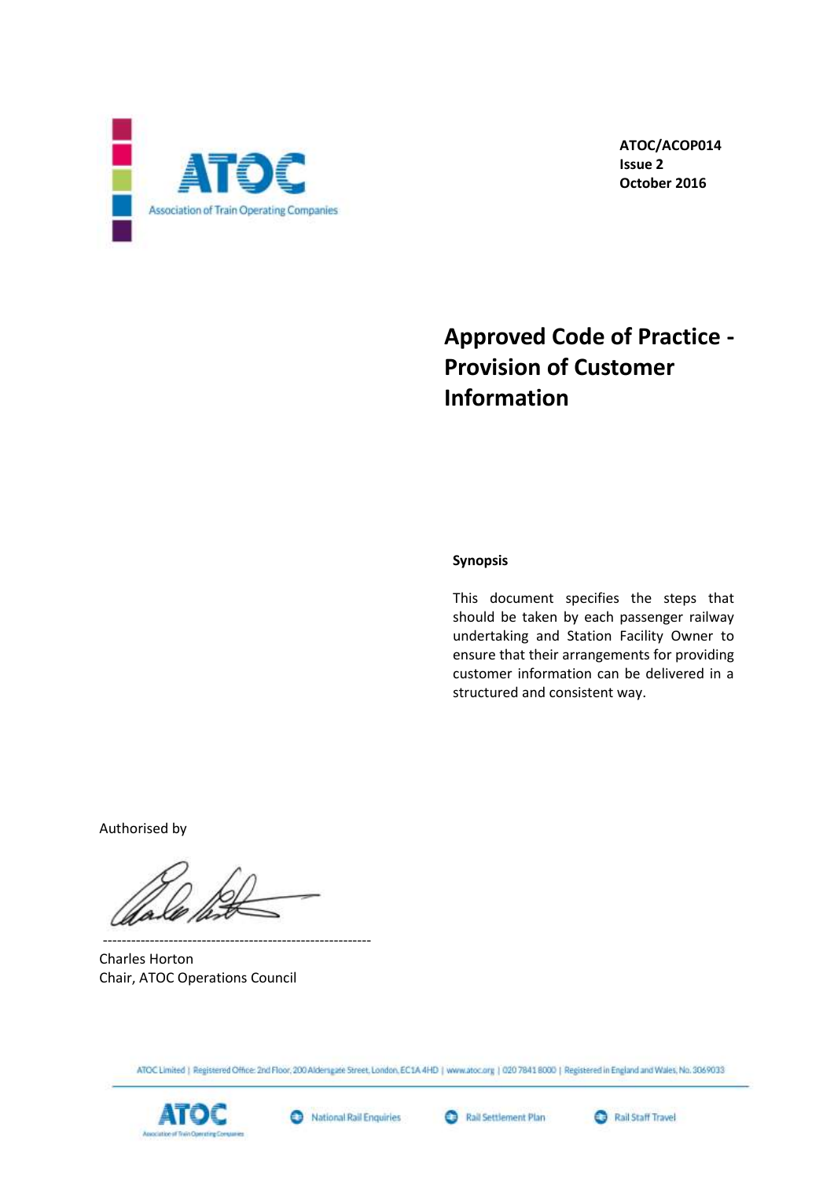ATOC

Association of Train Operating Companies

**ATOC/ACOP014**
**Issue 2**
**October 2016**

# Approved Code of Practice - Provision of Customer Information

**Synopsis**

This document specifies the steps that should be taken by each passenger railway undertaking and Station Facility Owner to ensure that their arrangements for providing customer information can be delivered in a structured and consistent way.

Authorised by

---------------------------------------------------------

Charles Horton
Chair, ATOC Operations Council

ATOC Limited | Registered Office: 2nd Floor, 200 Aldersgate Street, London, EC1A 4HD | www.atoc.org | 020 7841 8000 | Registered in England and Wales, No. 3069033

National Rail Enquiries | Rail Settlement Plan | Rail Staff Travel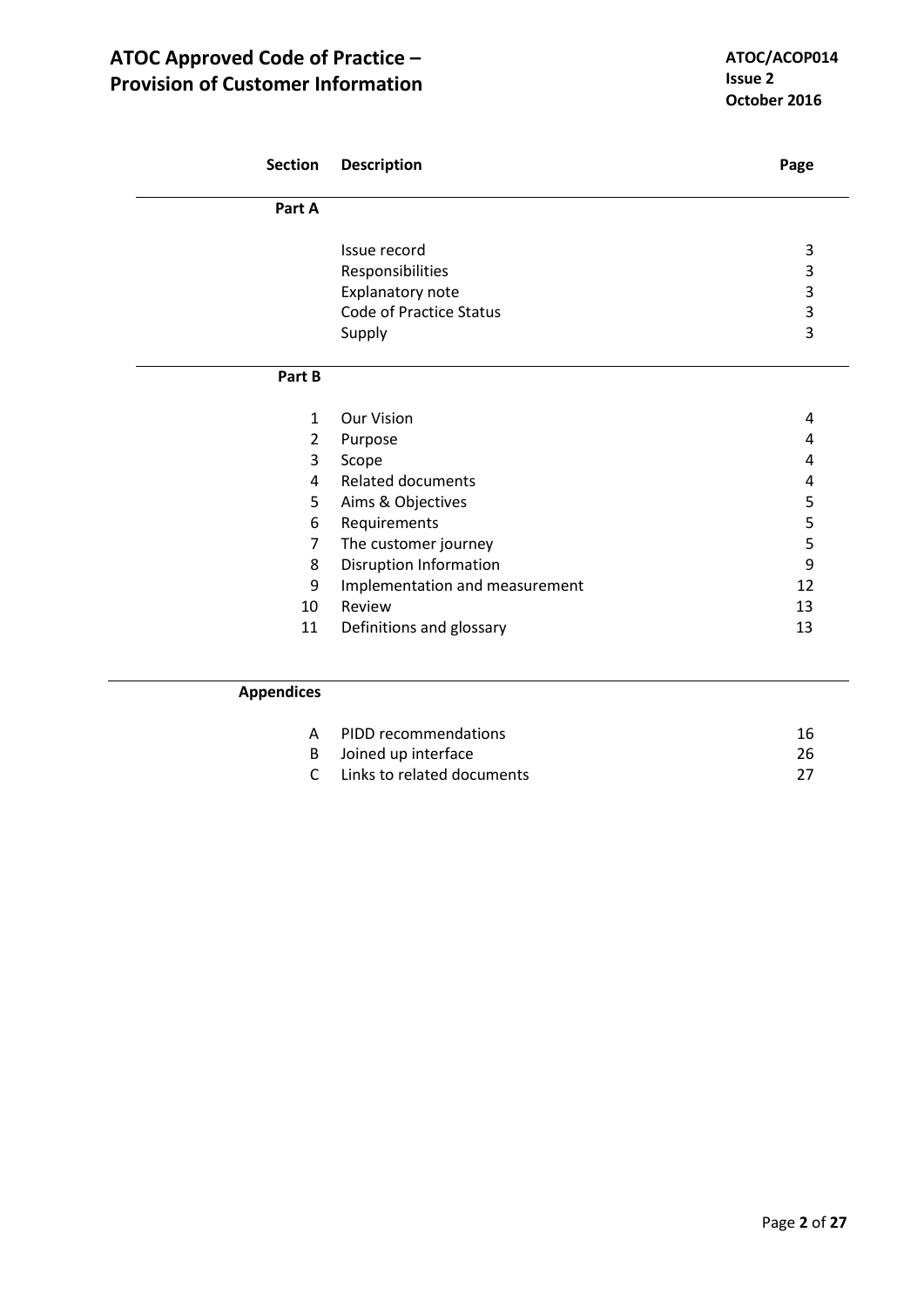| Section | Description | Page |
| --- | --- | --- |
| **Part A** | | |
| | Issue record | 3 |
| | Responsibilities | 3 |
| | Explanatory note | 3 |
| | Code of Practice Status | 3 |
| | Supply | 3 |
| **Part B** | | |
| 1 | Our Vision | 4 |
| 2 | Purpose | 4 |
| 3 | Scope | 4 |
| 4 | Related documents | 4 |
| 5 | Aims & Objectives | 5 |
| 6 | Requirements | 5 |
| 7 | The customer journey | 5 |
| 8 | Disruption Information | 9 |
| 9 | Implementation and measurement | 12 |
| 10 | Review | 13 |
| 11 | Definitions and glossary | 13 |
| **Appendices** | | |
| A | PIDD recommendations | 16 |
| B | Joined up interface | 26 |
| C | Links to related documents | 27 |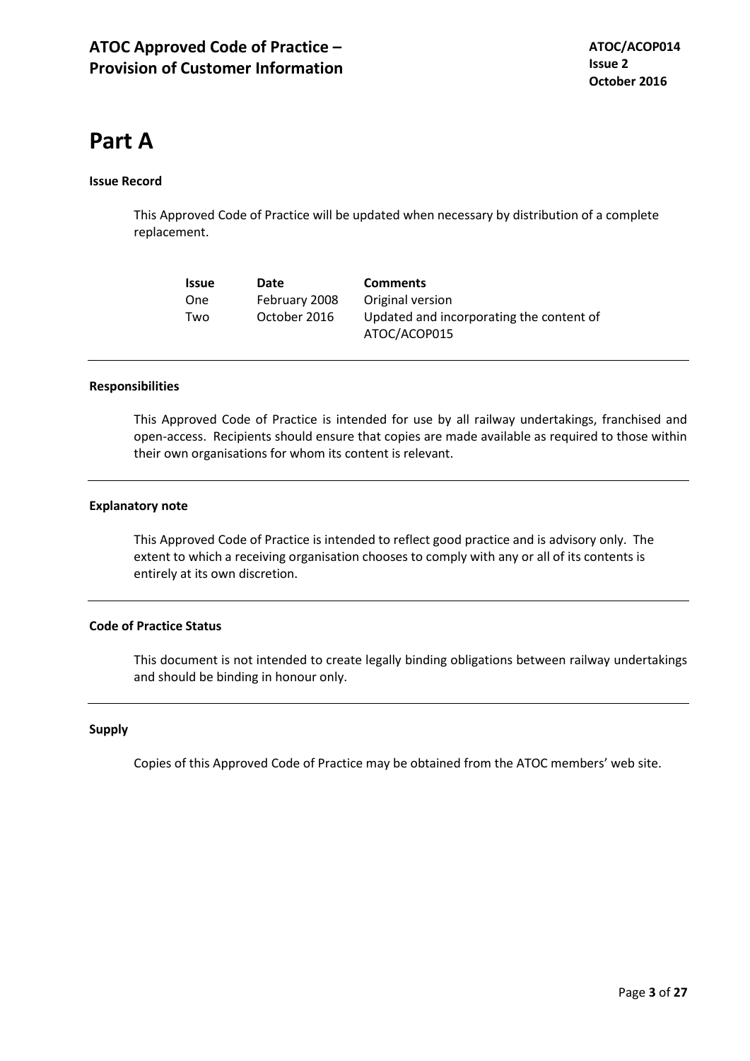# Part A

**Issue Record**

This Approved Code of Practice will be updated when necessary by distribution of a complete replacement.

| Issue | Date | Comments |
|---|---|---|
| One | February 2008 | Original version |
| Two | October 2016 | Updated and incorporating the content of ATOC/ACOP015 |

---

**Responsibilities**

This Approved Code of Practice is intended for use by all railway undertakings, franchised and open-access. Recipients should ensure that copies are made available as required to those within their own organisations for whom its content is relevant.

---

**Explanatory note**

This Approved Code of Practice is intended to reflect good practice and is advisory only. The extent to which a receiving organisation chooses to comply with any or all of its contents is entirely at its own discretion.

---

**Code of Practice Status**

This document is not intended to create legally binding obligations between railway undertakings and should be binding in honour only.

---

**Supply**

Copies of this Approved Code of Practice may be obtained from the ATOC members' web site.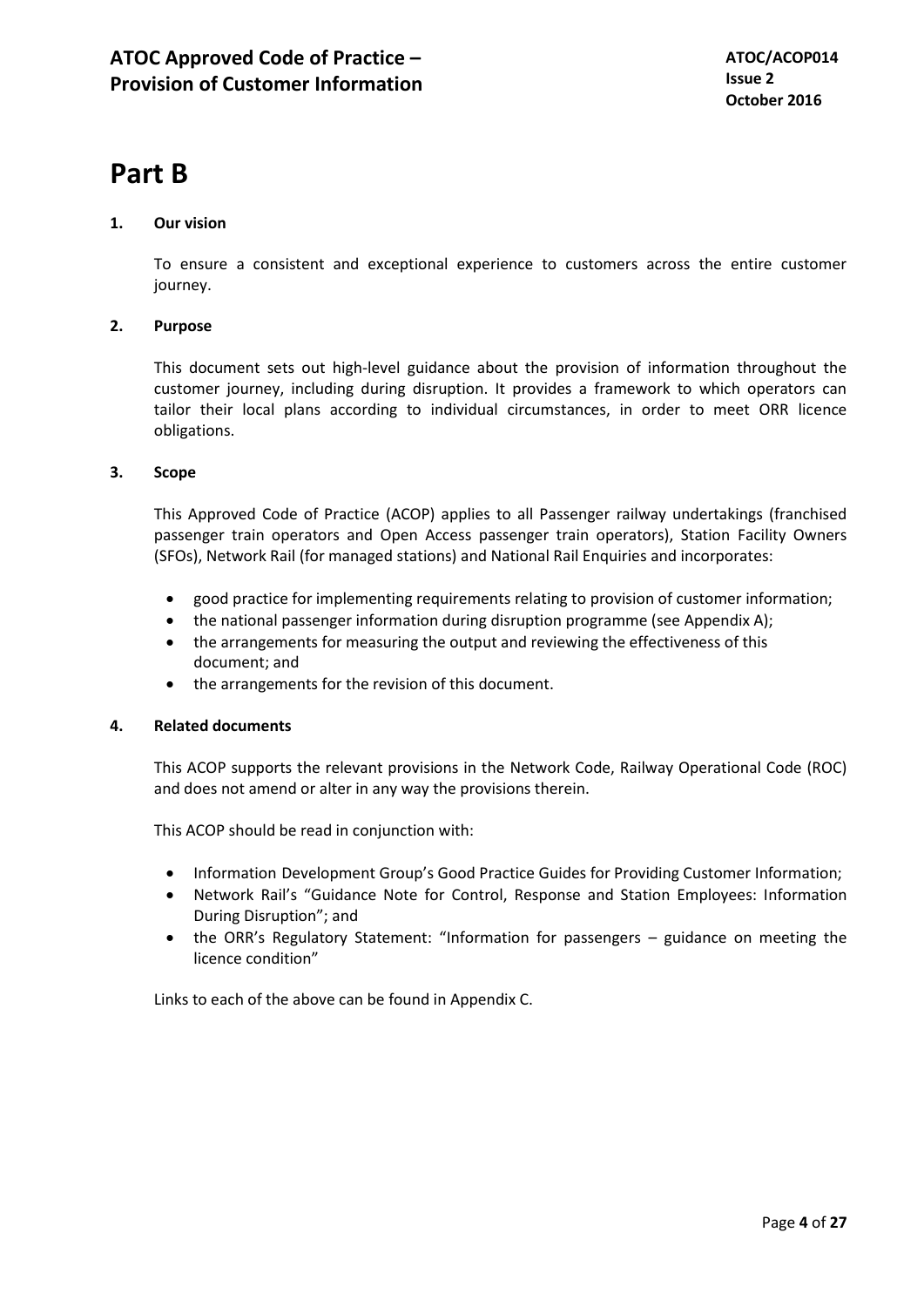# Part B

## 1. Our vision

To ensure a consistent and exceptional experience to customers across the entire customer journey.

## 2. Purpose

This document sets out high-level guidance about the provision of information throughout the customer journey, including during disruption. It provides a framework to which operators can tailor their local plans according to individual circumstances, in order to meet ORR licence obligations.

## 3. Scope

This Approved Code of Practice (ACOP) applies to all Passenger railway undertakings (franchised passenger train operators and Open Access passenger train operators), Station Facility Owners (SFOs), Network Rail (for managed stations) and National Rail Enquiries and incorporates:

- good practice for implementing requirements relating to provision of customer information;
- the national passenger information during disruption programme (see Appendix A);
- the arrangements for measuring the output and reviewing the effectiveness of this document; and
- the arrangements for the revision of this document.

## 4. Related documents

This ACOP supports the relevant provisions in the Network Code, Railway Operational Code (ROC) and does not amend or alter in any way the provisions therein.

This ACOP should be read in conjunction with:

- Information Development Group's Good Practice Guides for Providing Customer Information;
- Network Rail's "Guidance Note for Control, Response and Station Employees: Information During Disruption"; and
- the ORR's Regulatory Statement: "Information for passengers – guidance on meeting the licence condition"

Links to each of the above can be found in Appendix C.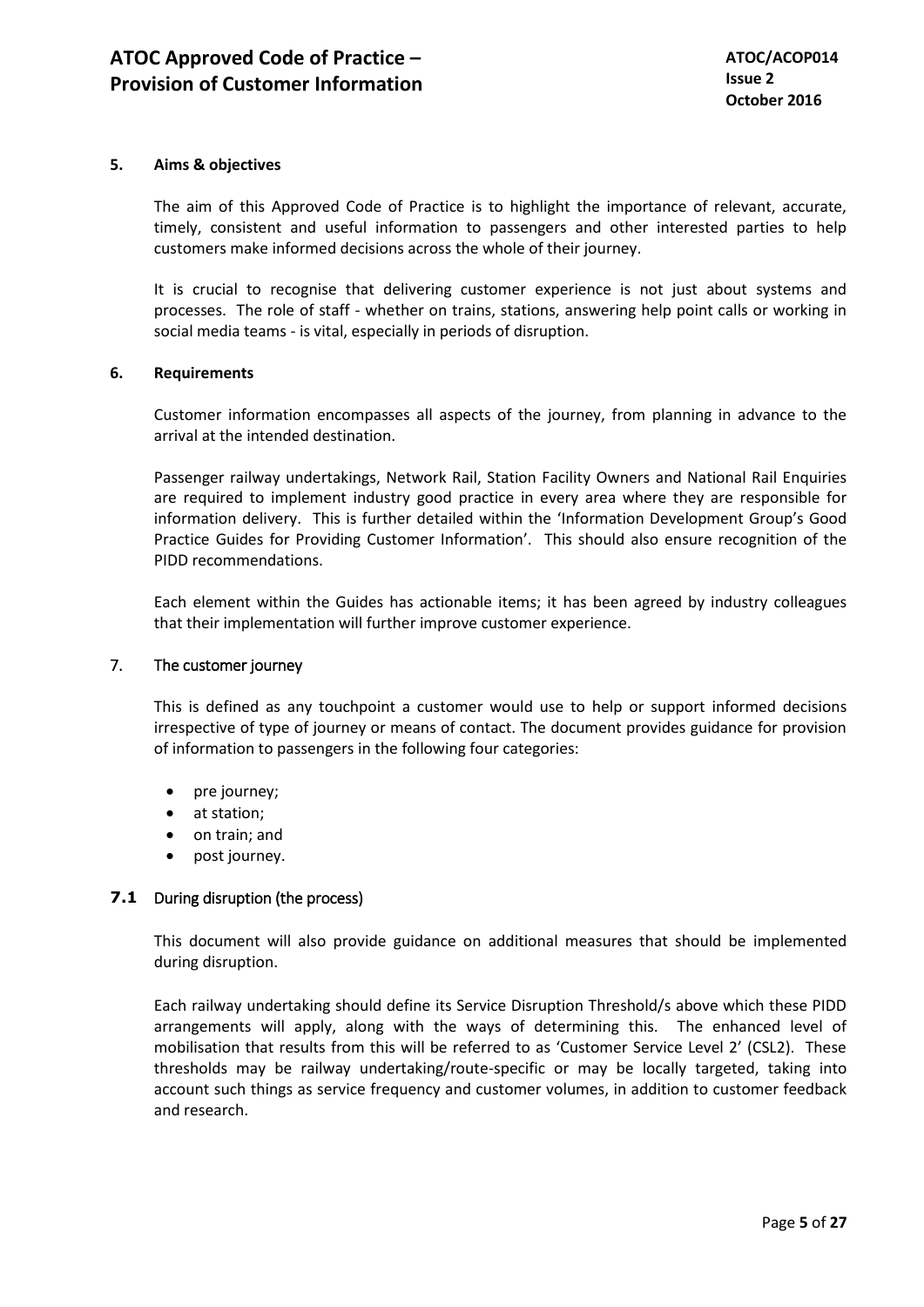## 5. Aims & objectives

The aim of this Approved Code of Practice is to highlight the importance of relevant, accurate, timely, consistent and useful information to passengers and other interested parties to help customers make informed decisions across the whole of their journey.

It is crucial to recognise that delivering customer experience is not just about systems and processes. The role of staff - whether on trains, stations, answering help point calls or working in social media teams - is vital, especially in periods of disruption.

## 6. Requirements

Customer information encompasses all aspects of the journey, from planning in advance to the arrival at the intended destination.

Passenger railway undertakings, Network Rail, Station Facility Owners and National Rail Enquiries are required to implement industry good practice in every area where they are responsible for information delivery. This is further detailed within the 'Information Development Group's Good Practice Guides for Providing Customer Information'. This should also ensure recognition of the PIDD recommendations.

Each element within the Guides has actionable items; it has been agreed by industry colleagues that their implementation will further improve customer experience.

## 7. The customer journey

This is defined as any touchpoint a customer would use to help or support informed decisions irrespective of type of journey or means of contact. The document provides guidance for provision of information to passengers in the following four categories:

- pre journey;
- at station;
- on train; and
- post journey.

### 7.1 During disruption (the process)

This document will also provide guidance on additional measures that should be implemented during disruption.

Each railway undertaking should define its Service Disruption Threshold/s above which these PIDD arrangements will apply, along with the ways of determining this. The enhanced level of mobilisation that results from this will be referred to as 'Customer Service Level 2' (CSL2). These thresholds may be railway undertaking/route-specific or may be locally targeted, taking into account such things as service frequency and customer volumes, in addition to customer feedback and research.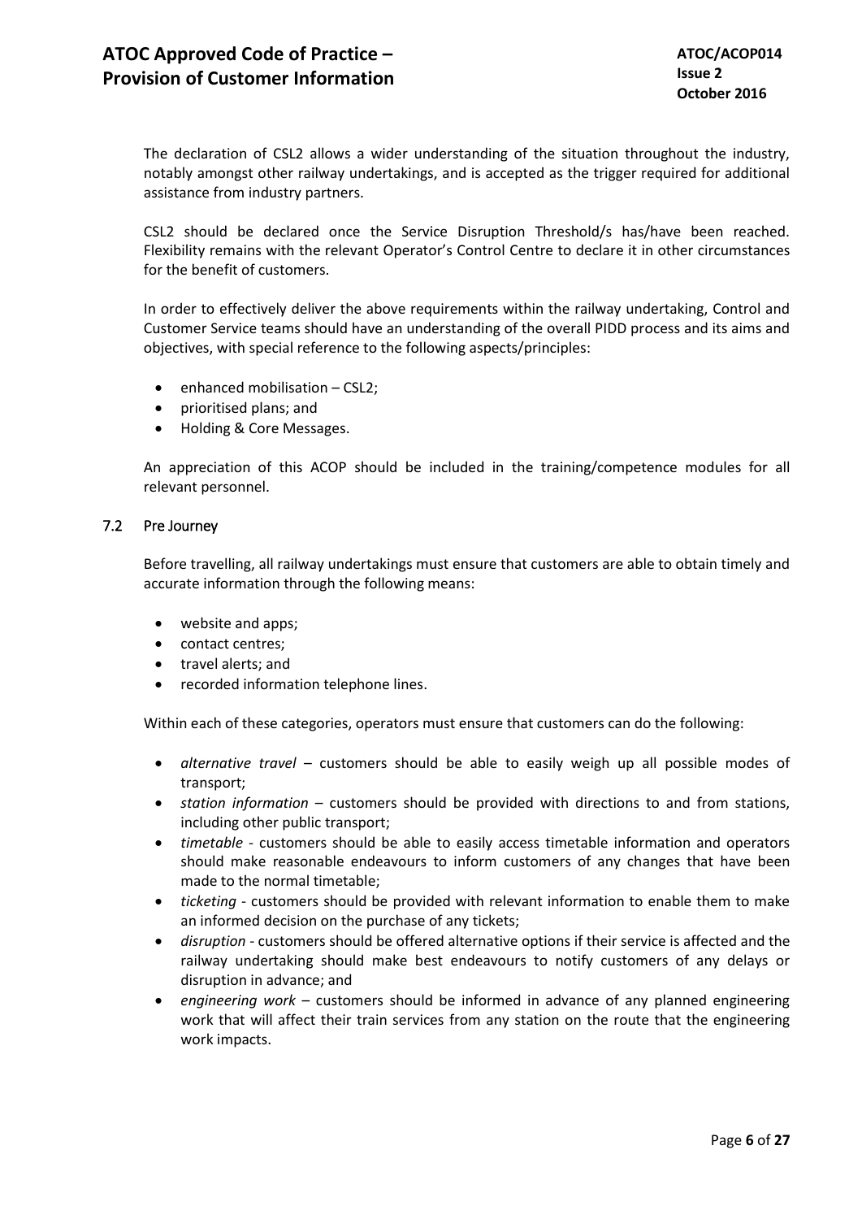The declaration of CSL2 allows a wider understanding of the situation throughout the industry, notably amongst other railway undertakings, and is accepted as the trigger required for additional assistance from industry partners.

CSL2 should be declared once the Service Disruption Threshold/s has/have been reached. Flexibility remains with the relevant Operator's Control Centre to declare it in other circumstances for the benefit of customers.

In order to effectively deliver the above requirements within the railway undertaking, Control and Customer Service teams should have an understanding of the overall PIDD process and its aims and objectives, with special reference to the following aspects/principles:

- enhanced mobilisation – CSL2;
- prioritised plans; and
- Holding & Core Messages.

An appreciation of this ACOP should be included in the training/competence modules for all relevant personnel.

## 7.2 Pre Journey

Before travelling, all railway undertakings must ensure that customers are able to obtain timely and accurate information through the following means:

- website and apps;
- contact centres;
- travel alerts; and
- recorded information telephone lines.

Within each of these categories, operators must ensure that customers can do the following:

- *alternative travel* – customers should be able to easily weigh up all possible modes of transport;
- *station information* – customers should be provided with directions to and from stations, including other public transport;
- *timetable* - customers should be able to easily access timetable information and operators should make reasonable endeavours to inform customers of any changes that have been made to the normal timetable;
- *ticketing* - customers should be provided with relevant information to enable them to make an informed decision on the purchase of any tickets;
- *disruption* - customers should be offered alternative options if their service is affected and the railway undertaking should make best endeavours to notify customers of any delays or disruption in advance; and
- *engineering work* – customers should be informed in advance of any planned engineering work that will affect their train services from any station on the route that the engineering work impacts.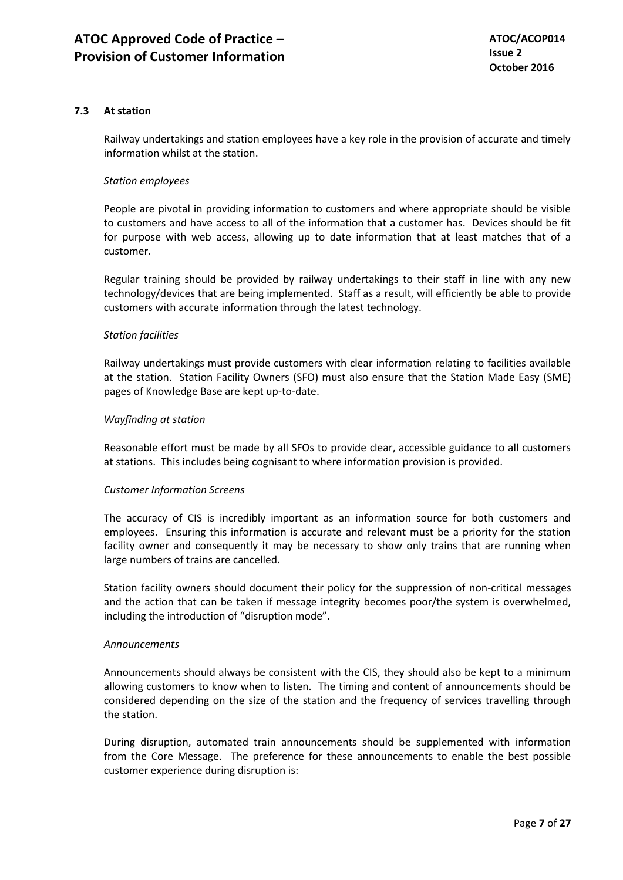### 7.3 At station

Railway undertakings and station employees have a key role in the provision of accurate and timely information whilst at the station.

*Station employees*

People are pivotal in providing information to customers and where appropriate should be visible to customers and have access to all of the information that a customer has. Devices should be fit for purpose with web access, allowing up to date information that at least matches that of a customer.

Regular training should be provided by railway undertakings to their staff in line with any new technology/devices that are being implemented. Staff as a result, will efficiently be able to provide customers with accurate information through the latest technology.

*Station facilities*

Railway undertakings must provide customers with clear information relating to facilities available at the station. Station Facility Owners (SFO) must also ensure that the Station Made Easy (SME) pages of Knowledge Base are kept up-to-date.

*Wayfinding at station*

Reasonable effort must be made by all SFOs to provide clear, accessible guidance to all customers at stations. This includes being cognisant to where information provision is provided.

*Customer Information Screens*

The accuracy of CIS is incredibly important as an information source for both customers and employees. Ensuring this information is accurate and relevant must be a priority for the station facility owner and consequently it may be necessary to show only trains that are running when large numbers of trains are cancelled.

Station facility owners should document their policy for the suppression of non-critical messages and the action that can be taken if message integrity becomes poor/the system is overwhelmed, including the introduction of "disruption mode".

*Announcements*

Announcements should always be consistent with the CIS, they should also be kept to a minimum allowing customers to know when to listen. The timing and content of announcements should be considered depending on the size of the station and the frequency of services travelling through the station.

During disruption, automated train announcements should be supplemented with information from the Core Message. The preference for these announcements to enable the best possible customer experience during disruption is: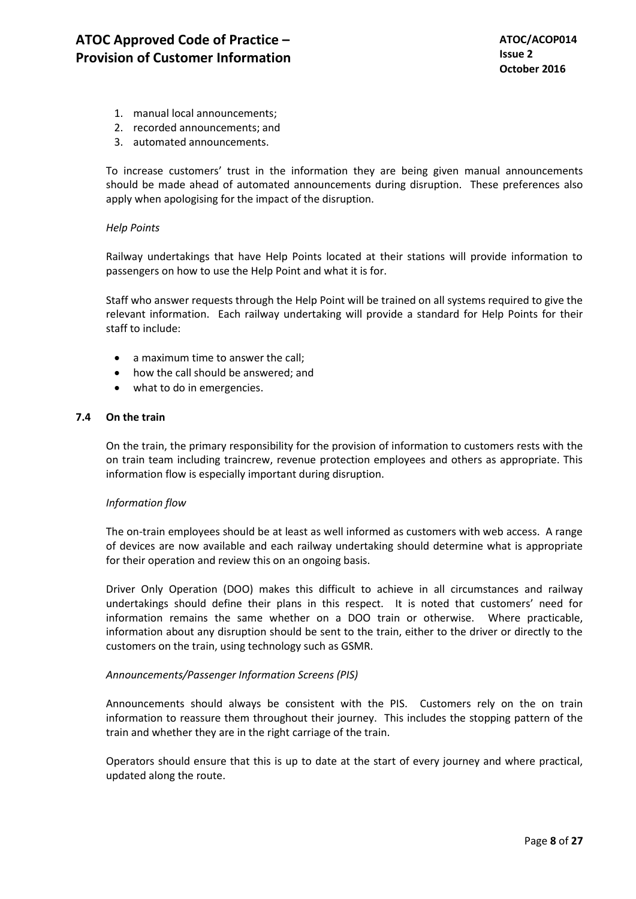1. manual local announcements;
2. recorded announcements; and
3. automated announcements.

To increase customers' trust in the information they are being given manual announcements should be made ahead of automated announcements during disruption. These preferences also apply when apologising for the impact of the disruption.

*Help Points*

Railway undertakings that have Help Points located at their stations will provide information to passengers on how to use the Help Point and what it is for.

Staff who answer requests through the Help Point will be trained on all systems required to give the relevant information. Each railway undertaking will provide a standard for Help Points for their staff to include:

- a maximum time to answer the call;
- how the call should be answered; and
- what to do in emergencies.

### 7.4 On the train

On the train, the primary responsibility for the provision of information to customers rests with the on train team including traincrew, revenue protection employees and others as appropriate. This information flow is especially important during disruption.

*Information flow*

The on-train employees should be at least as well informed as customers with web access. A range of devices are now available and each railway undertaking should determine what is appropriate for their operation and review this on an ongoing basis.

Driver Only Operation (DOO) makes this difficult to achieve in all circumstances and railway undertakings should define their plans in this respect. It is noted that customers' need for information remains the same whether on a DOO train or otherwise. Where practicable, information about any disruption should be sent to the train, either to the driver or directly to the customers on the train, using technology such as GSMR.

*Announcements/Passenger Information Screens (PIS)*

Announcements should always be consistent with the PIS. Customers rely on the on train information to reassure them throughout their journey. This includes the stopping pattern of the train and whether they are in the right carriage of the train.

Operators should ensure that this is up to date at the start of every journey and where practical, updated along the route.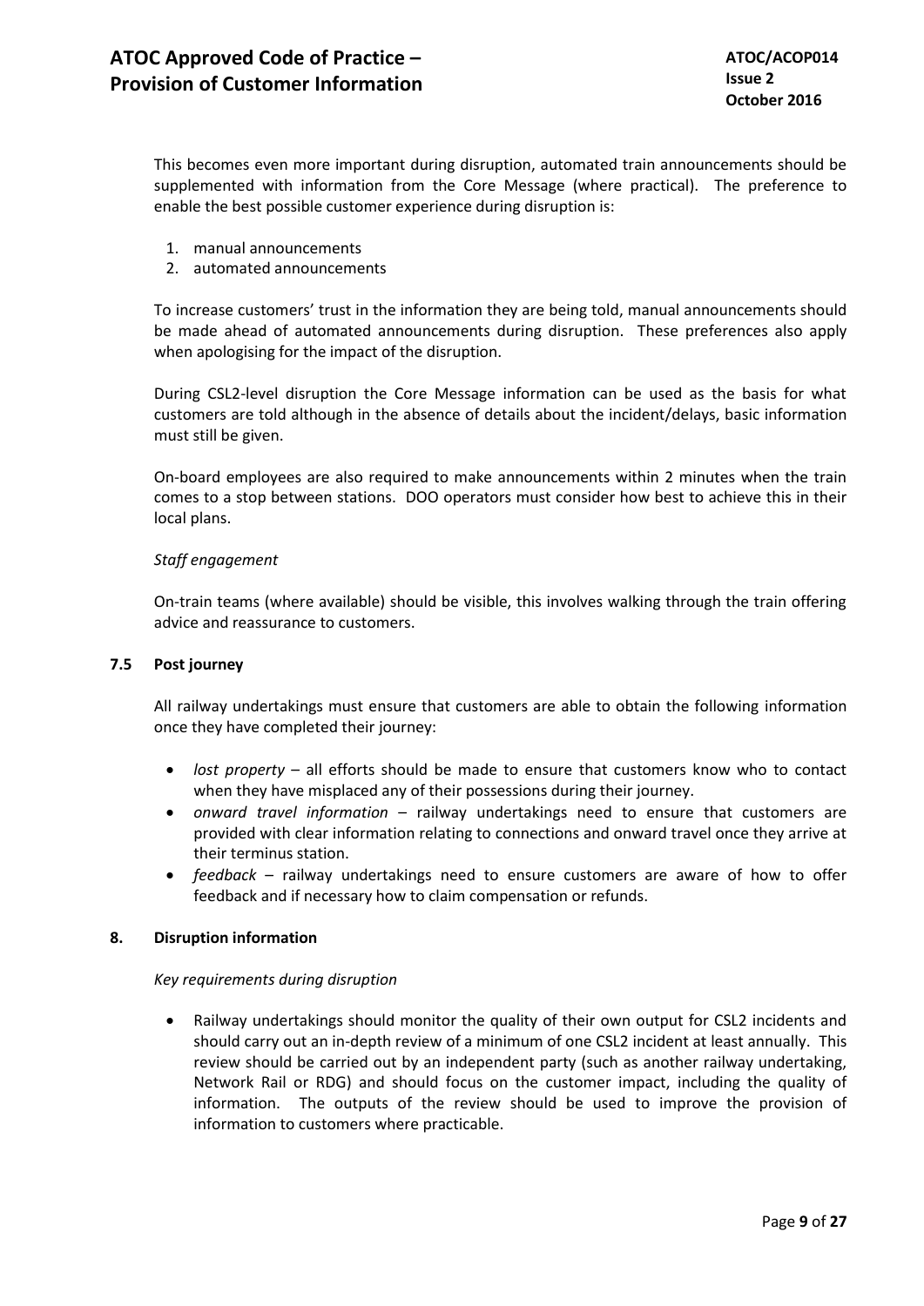This becomes even more important during disruption, automated train announcements should be supplemented with information from the Core Message (where practical). The preference to enable the best possible customer experience during disruption is:

1. manual announcements
2. automated announcements

To increase customers' trust in the information they are being told, manual announcements should be made ahead of automated announcements during disruption. These preferences also apply when apologising for the impact of the disruption.

During CSL2-level disruption the Core Message information can be used as the basis for what customers are told although in the absence of details about the incident/delays, basic information must still be given.

On-board employees are also required to make announcements within 2 minutes when the train comes to a stop between stations. DOO operators must consider how best to achieve this in their local plans.

*Staff engagement*

On-train teams (where available) should be visible, this involves walking through the train offering advice and reassurance to customers.

### 7.5 Post journey

All railway undertakings must ensure that customers are able to obtain the following information once they have completed their journey:

- *lost property* – all efforts should be made to ensure that customers know who to contact when they have misplaced any of their possessions during their journey.
- *onward travel information* – railway undertakings need to ensure that customers are provided with clear information relating to connections and onward travel once they arrive at their terminus station.
- *feedback* – railway undertakings need to ensure customers are aware of how to offer feedback and if necessary how to claim compensation or refunds.

## 8. Disruption information

*Key requirements during disruption*

- Railway undertakings should monitor the quality of their own output for CSL2 incidents and should carry out an in-depth review of a minimum of one CSL2 incident at least annually. This review should be carried out by an independent party (such as another railway undertaking, Network Rail or RDG) and should focus on the customer impact, including the quality of information. The outputs of the review should be used to improve the provision of information to customers where practicable.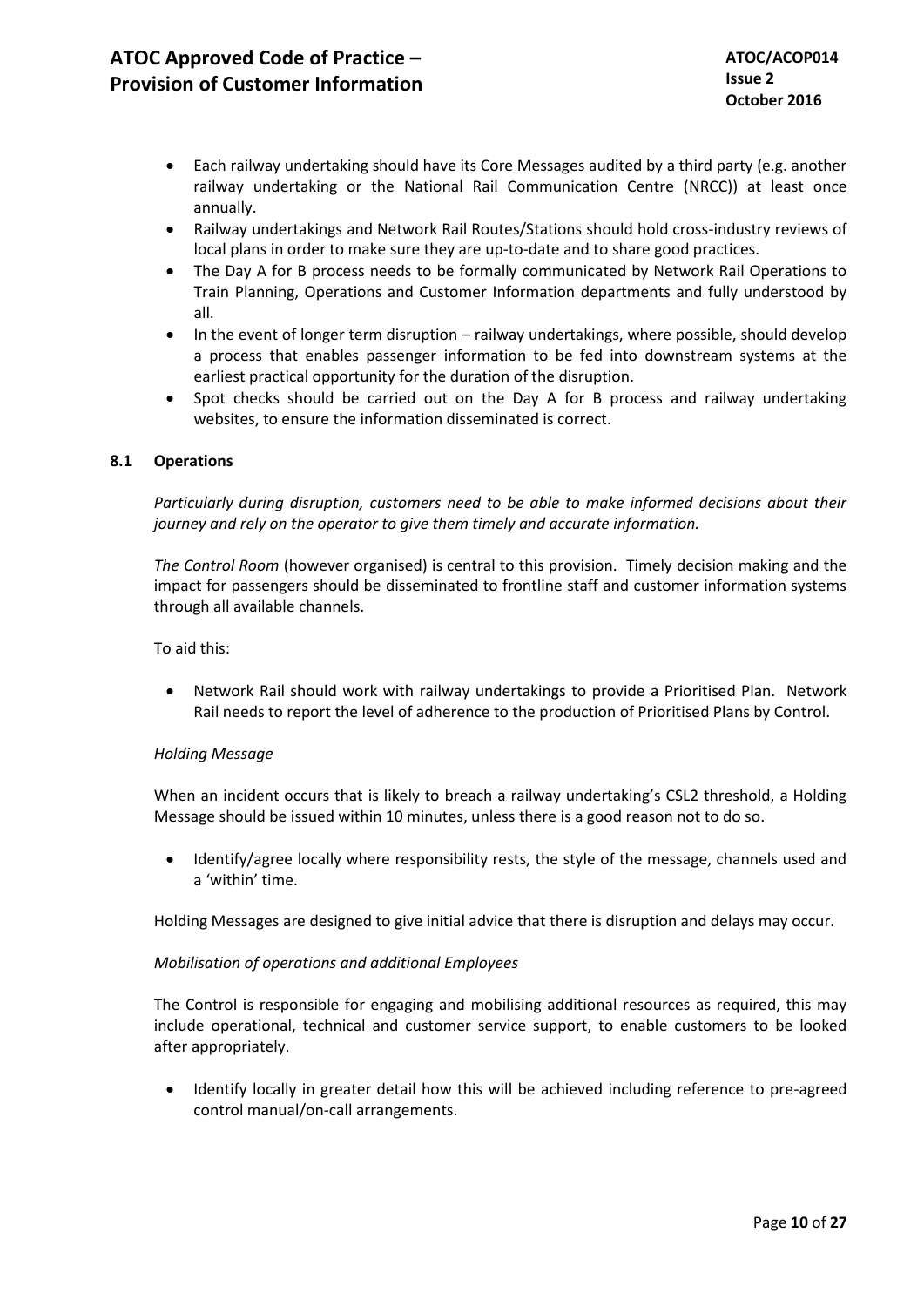- Each railway undertaking should have its Core Messages audited by a third party (e.g. another railway undertaking or the National Rail Communication Centre (NRCC)) at least once annually.
- Railway undertakings and Network Rail Routes/Stations should hold cross-industry reviews of local plans in order to make sure they are up-to-date and to share good practices.
- The Day A for B process needs to be formally communicated by Network Rail Operations to Train Planning, Operations and Customer Information departments and fully understood by all.
- In the event of longer term disruption – railway undertakings, where possible, should develop a process that enables passenger information to be fed into downstream systems at the earliest practical opportunity for the duration of the disruption.
- Spot checks should be carried out on the Day A for B process and railway undertaking websites, to ensure the information disseminated is correct.

### 8.1 Operations

*Particularly during disruption, customers need to be able to make informed decisions about their journey and rely on the operator to give them timely and accurate information.*

*The Control Room* (however organised) is central to this provision. Timely decision making and the impact for passengers should be disseminated to frontline staff and customer information systems through all available channels.

To aid this:

- Network Rail should work with railway undertakings to provide a Prioritised Plan. Network Rail needs to report the level of adherence to the production of Prioritised Plans by Control.

*Holding Message*

When an incident occurs that is likely to breach a railway undertaking's CSL2 threshold, a Holding Message should be issued within 10 minutes, unless there is a good reason not to do so.

- Identify/agree locally where responsibility rests, the style of the message, channels used and a 'within' time.

Holding Messages are designed to give initial advice that there is disruption and delays may occur.

*Mobilisation of operations and additional Employees*

The Control is responsible for engaging and mobilising additional resources as required, this may include operational, technical and customer service support, to enable customers to be looked after appropriately.

- Identify locally in greater detail how this will be achieved including reference to pre-agreed control manual/on-call arrangements.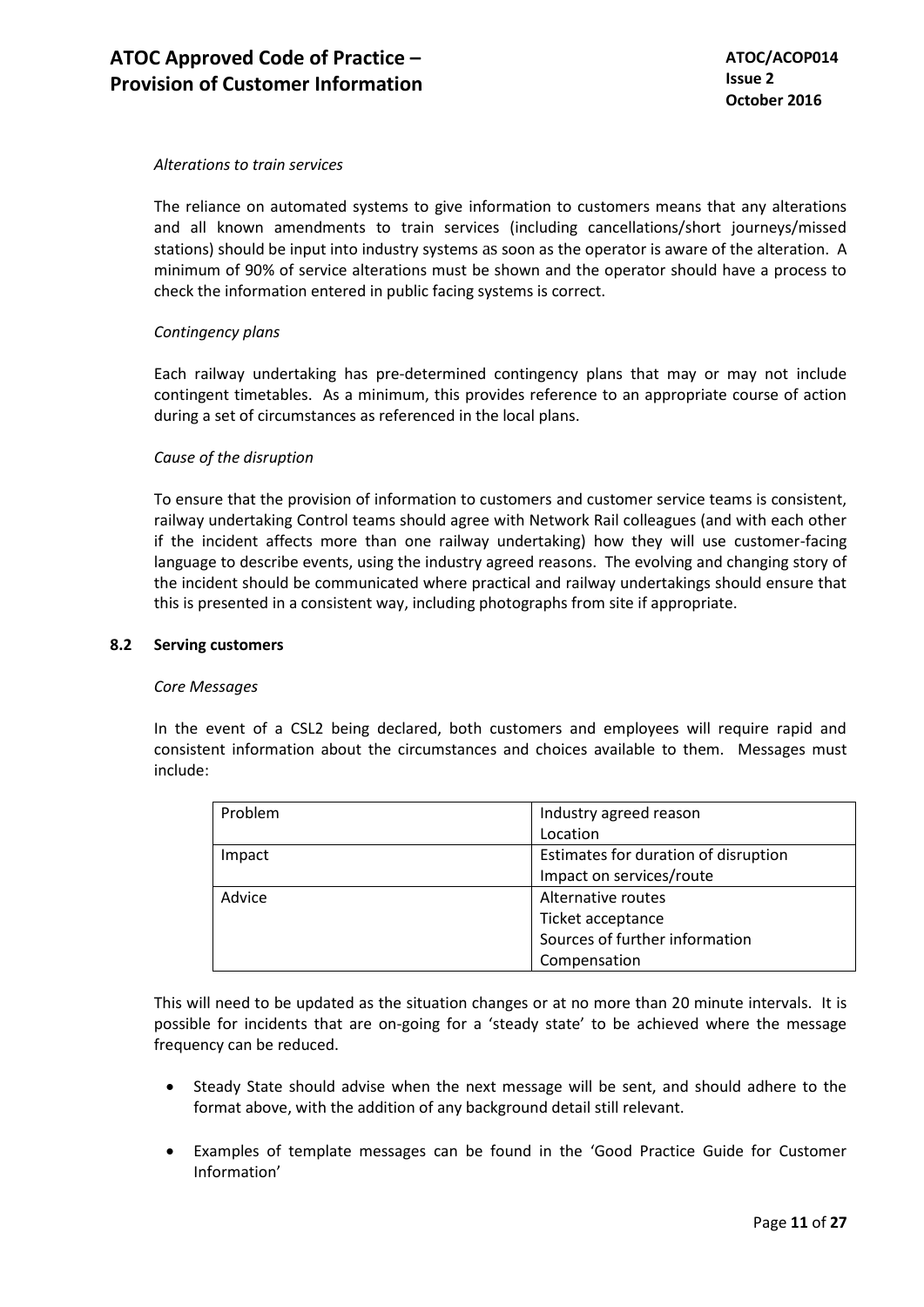*Alterations to train services*

The reliance on automated systems to give information to customers means that any alterations and all known amendments to train services (including cancellations/short journeys/missed stations) should be input into industry systems as soon as the operator is aware of the alteration. A minimum of 90% of service alterations must be shown and the operator should have a process to check the information entered in public facing systems is correct.

*Contingency plans*

Each railway undertaking has pre-determined contingency plans that may or may not include contingent timetables. As a minimum, this provides reference to an appropriate course of action during a set of circumstances as referenced in the local plans.

*Cause of the disruption*

To ensure that the provision of information to customers and customer service teams is consistent, railway undertaking Control teams should agree with Network Rail colleagues (and with each other if the incident affects more than one railway undertaking) how they will use customer-facing language to describe events, using the industry agreed reasons. The evolving and changing story of the incident should be communicated where practical and railway undertakings should ensure that this is presented in a consistent way, including photographs from site if appropriate.

### 8.2 Serving customers

*Core Messages*

In the event of a CSL2 being declared, both customers and employees will require rapid and consistent information about the circumstances and choices available to them. Messages must include:

| | |
|---|---|
| Problem | Industry agreed reason<br>Location |
| Impact | Estimates for duration of disruption<br>Impact on services/route |
| Advice | Alternative routes<br>Ticket acceptance<br>Sources of further information<br>Compensation |

This will need to be updated as the situation changes or at no more than 20 minute intervals. It is possible for incidents that are on-going for a 'steady state' to be achieved where the message frequency can be reduced.

- Steady State should advise when the next message will be sent, and should adhere to the format above, with the addition of any background detail still relevant.
- Examples of template messages can be found in the 'Good Practice Guide for Customer Information'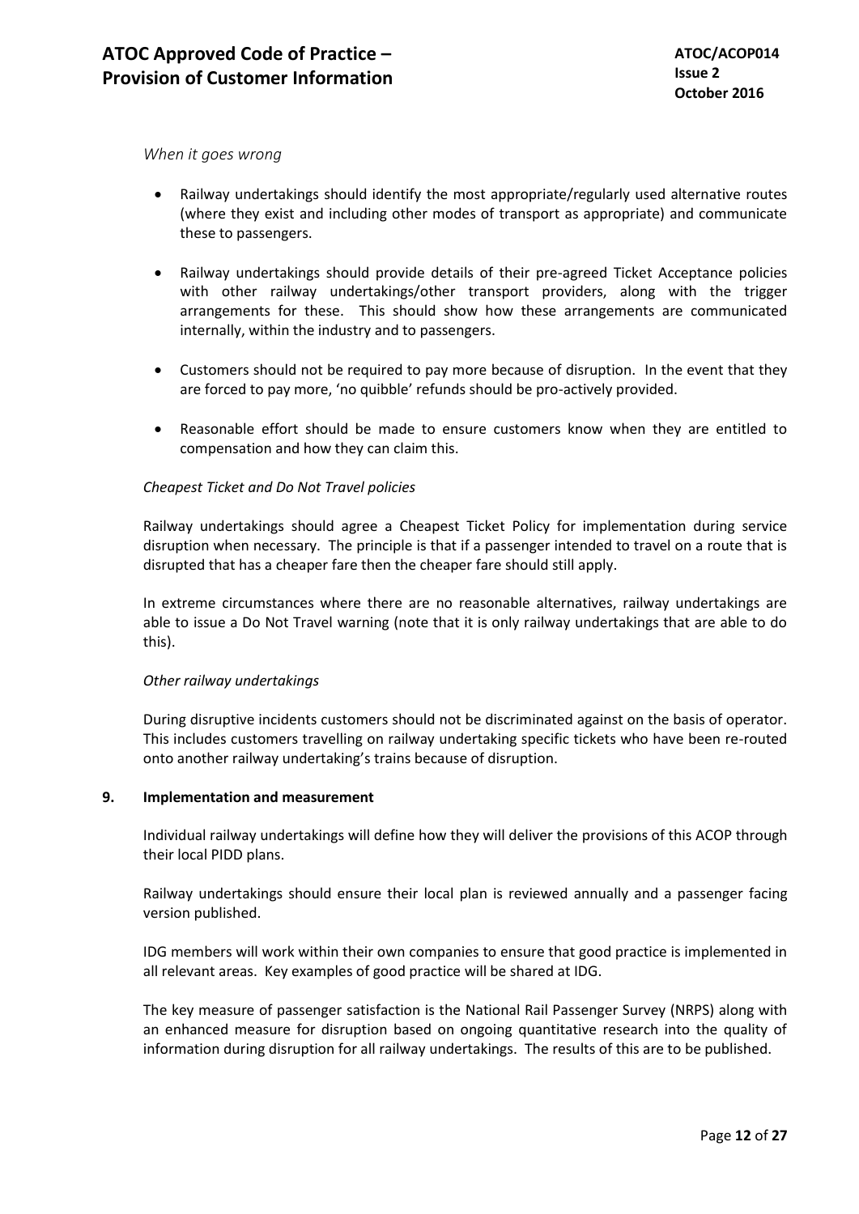*When it goes wrong*

- Railway undertakings should identify the most appropriate/regularly used alternative routes (where they exist and including other modes of transport as appropriate) and communicate these to passengers.
- Railway undertakings should provide details of their pre-agreed Ticket Acceptance policies with other railway undertakings/other transport providers, along with the trigger arrangements for these. This should show how these arrangements are communicated internally, within the industry and to passengers.
- Customers should not be required to pay more because of disruption. In the event that they are forced to pay more, 'no quibble' refunds should be pro-actively provided.
- Reasonable effort should be made to ensure customers know when they are entitled to compensation and how they can claim this.

*Cheapest Ticket and Do Not Travel policies*

Railway undertakings should agree a Cheapest Ticket Policy for implementation during service disruption when necessary. The principle is that if a passenger intended to travel on a route that is disrupted that has a cheaper fare then the cheaper fare should still apply.

In extreme circumstances where there are no reasonable alternatives, railway undertakings are able to issue a Do Not Travel warning (note that it is only railway undertakings that are able to do this).

*Other railway undertakings*

During disruptive incidents customers should not be discriminated against on the basis of operator. This includes customers travelling on railway undertaking specific tickets who have been re-routed onto another railway undertaking's trains because of disruption.

## 9. Implementation and measurement

Individual railway undertakings will define how they will deliver the provisions of this ACOP through their local PIDD plans.

Railway undertakings should ensure their local plan is reviewed annually and a passenger facing version published.

IDG members will work within their own companies to ensure that good practice is implemented in all relevant areas. Key examples of good practice will be shared at IDG.

The key measure of passenger satisfaction is the National Rail Passenger Survey (NRPS) along with an enhanced measure for disruption based on ongoing quantitative research into the quality of information during disruption for all railway undertakings. The results of this are to be published.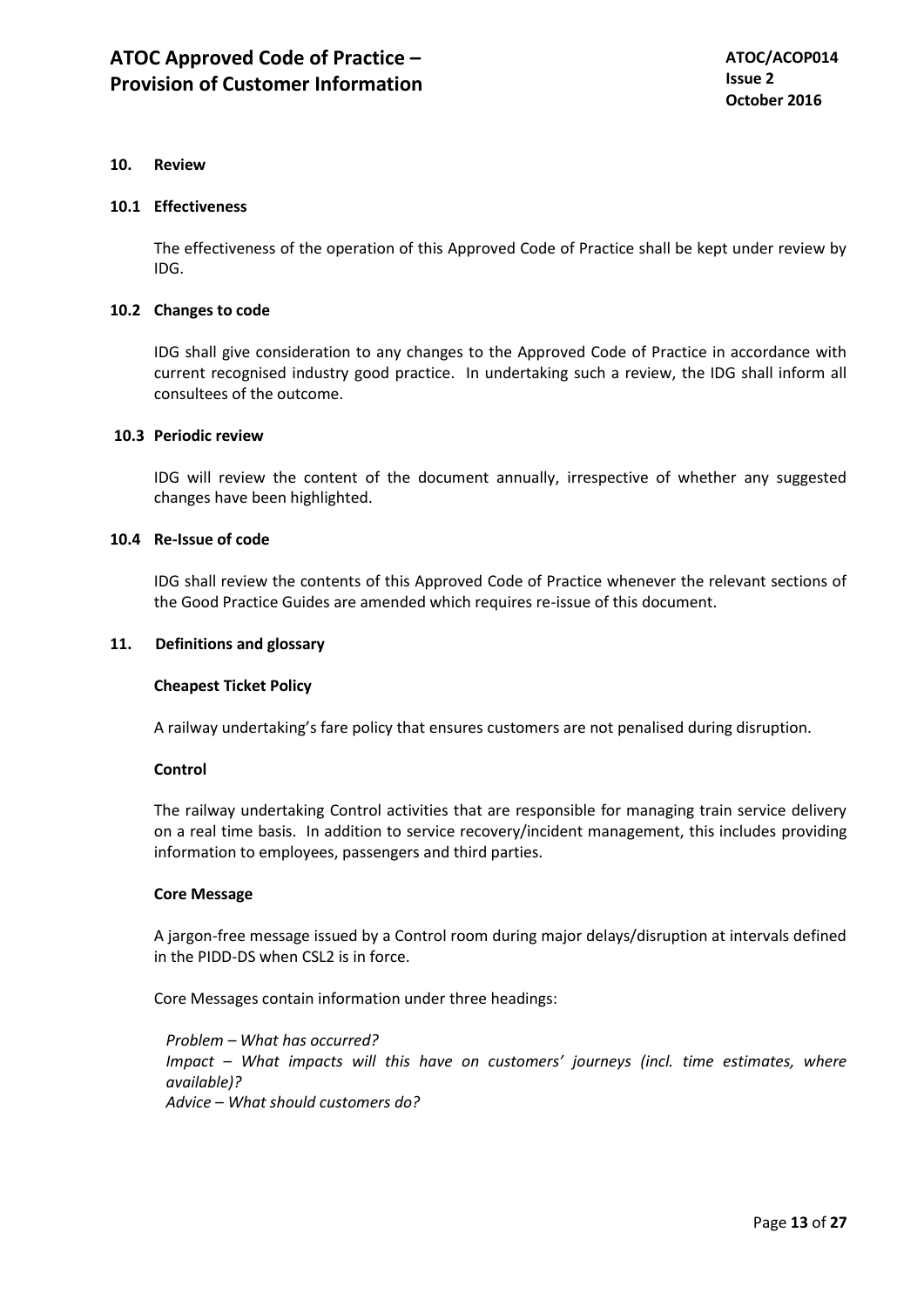## 10. Review

### 10.1 Effectiveness

The effectiveness of the operation of this Approved Code of Practice shall be kept under review by IDG.

### 10.2 Changes to code

IDG shall give consideration to any changes to the Approved Code of Practice in accordance with current recognised industry good practice. In undertaking such a review, the IDG shall inform all consultees of the outcome.

### 10.3 Periodic review

IDG will review the content of the document annually, irrespective of whether any suggested changes have been highlighted.

### 10.4 Re-Issue of code

IDG shall review the contents of this Approved Code of Practice whenever the relevant sections of the Good Practice Guides are amended which requires re-issue of this document.

## 11. Definitions and glossary

**Cheapest Ticket Policy**

A railway undertaking's fare policy that ensures customers are not penalised during disruption.

**Control**

The railway undertaking Control activities that are responsible for managing train service delivery on a real time basis. In addition to service recovery/incident management, this includes providing information to employees, passengers and third parties.

**Core Message**

A jargon-free message issued by a Control room during major delays/disruption at intervals defined in the PIDD-DS when CSL2 is in force.

Core Messages contain information under three headings:

*Problem – What has occurred?*
*Impact – What impacts will this have on customers' journeys (incl. time estimates, where available)?*
*Advice – What should customers do?*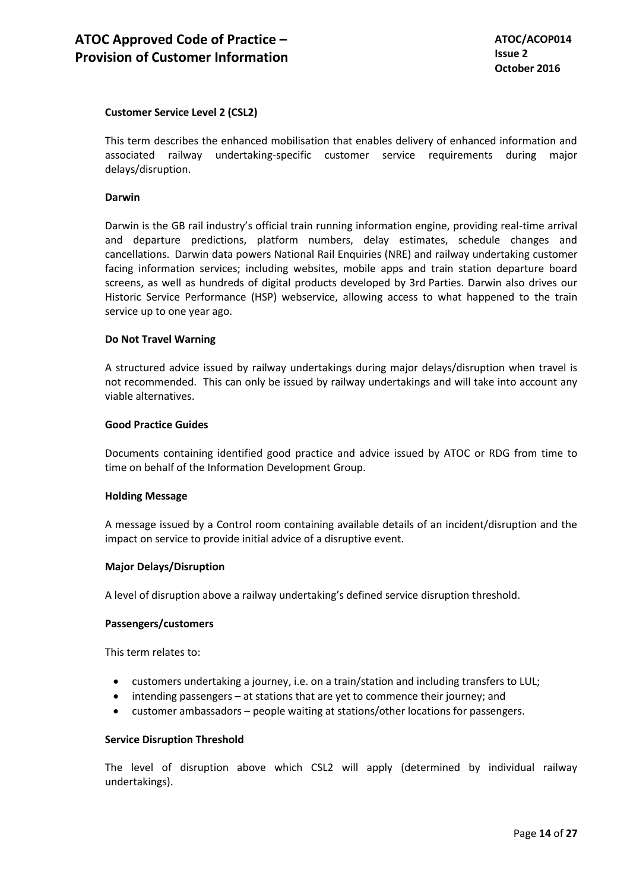**Customer Service Level 2 (CSL2)**

This term describes the enhanced mobilisation that enables delivery of enhanced information and associated railway undertaking-specific customer service requirements during major delays/disruption.

**Darwin**

Darwin is the GB rail industry's official train running information engine, providing real-time arrival and departure predictions, platform numbers, delay estimates, schedule changes and cancellations. Darwin data powers National Rail Enquiries (NRE) and railway undertaking customer facing information services; including websites, mobile apps and train station departure board screens, as well as hundreds of digital products developed by 3rd Parties. Darwin also drives our Historic Service Performance (HSP) webservice, allowing access to what happened to the train service up to one year ago.

**Do Not Travel Warning**

A structured advice issued by railway undertakings during major delays/disruption when travel is not recommended. This can only be issued by railway undertakings and will take into account any viable alternatives.

**Good Practice Guides**

Documents containing identified good practice and advice issued by ATOC or RDG from time to time on behalf of the Information Development Group.

**Holding Message**

A message issued by a Control room containing available details of an incident/disruption and the impact on service to provide initial advice of a disruptive event.

**Major Delays/Disruption**

A level of disruption above a railway undertaking's defined service disruption threshold.

**Passengers/customers**

This term relates to:

- customers undertaking a journey, i.e. on a train/station and including transfers to LUL;
- intending passengers – at stations that are yet to commence their journey; and
- customer ambassadors – people waiting at stations/other locations for passengers.

**Service Disruption Threshold**

The level of disruption above which CSL2 will apply (determined by individual railway undertakings).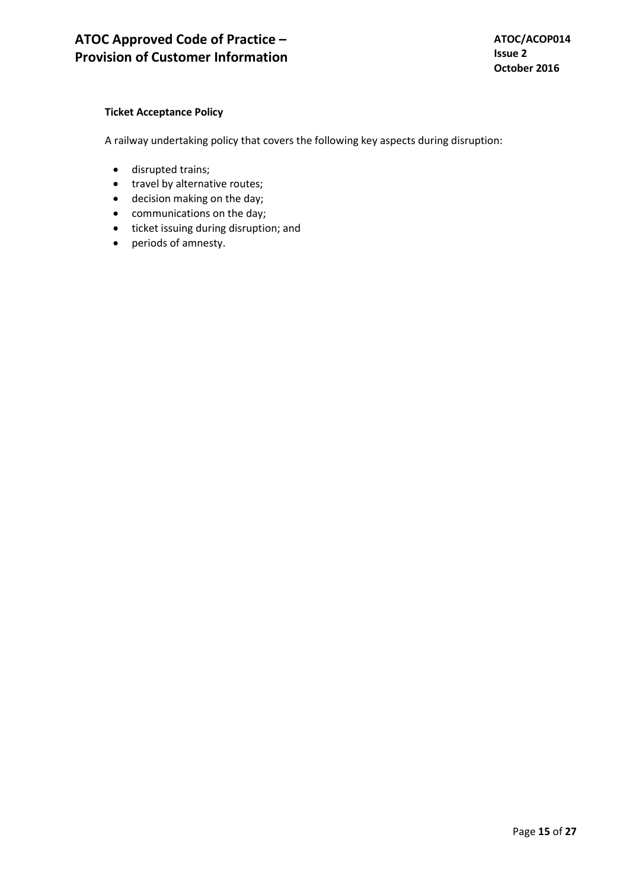**Ticket Acceptance Policy**

A railway undertaking policy that covers the following key aspects during disruption:

- disrupted trains;
- travel by alternative routes;
- decision making on the day;
- communications on the day;
- ticket issuing during disruption; and
- periods of amnesty.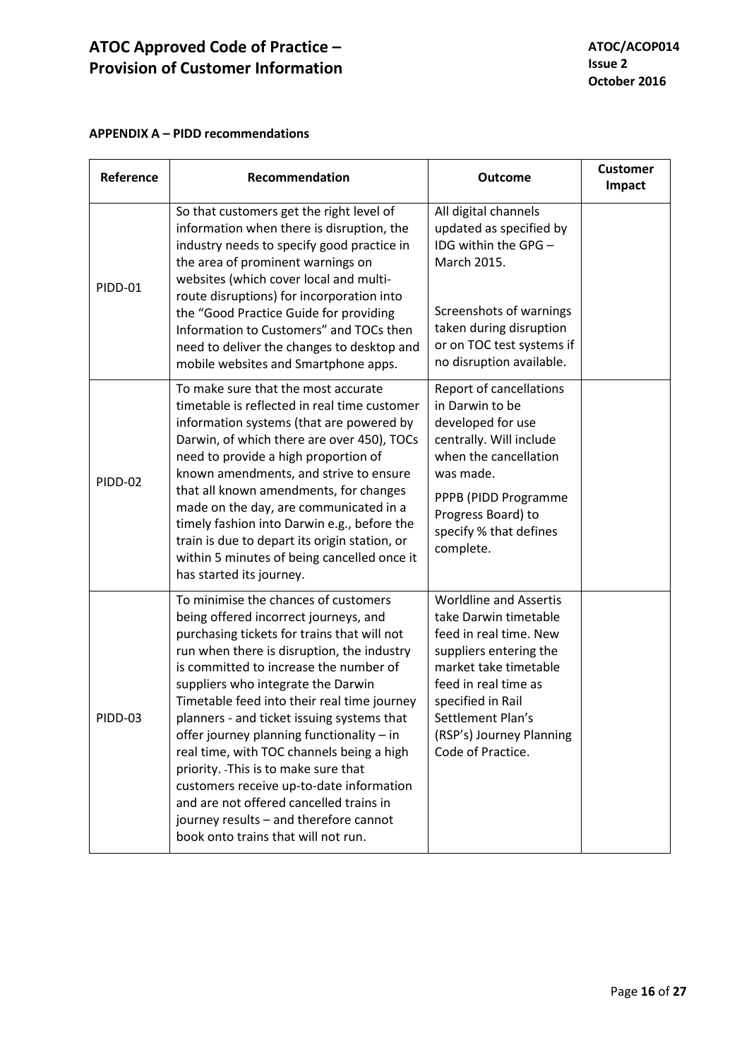**APPENDIX A – PIDD recommendations**

| Reference | Recommendation | Outcome | Customer Impact |
|---|---|---|---|
| PIDD-01 | So that customers get the right level of information when there is disruption, the industry needs to specify good practice in the area of prominent warnings on websites (which cover local and multi-route disruptions) for incorporation into the "Good Practice Guide for providing Information to Customers" and TOCs then need to deliver the changes to desktop and mobile websites and Smartphone apps. | All digital channels updated as specified by IDG within the GPG – March 2015.<br><br>Screenshots of warnings taken during disruption or on TOC test systems if no disruption available. | |
| PIDD-02 | To make sure that the most accurate timetable is reflected in real time customer information systems (that are powered by Darwin, of which there are over 450), TOCs need to provide a high proportion of known amendments, and strive to ensure that all known amendments, for changes made on the day, are communicated in a timely fashion into Darwin e.g., before the train is due to depart its origin station, or within 5 minutes of being cancelled once it has started its journey. | Report of cancellations in Darwin to be developed for use centrally. Will include when the cancellation was made.<br><br>PPPB (PIDD Programme Progress Board) to specify % that defines complete. | |
| PIDD-03 | To minimise the chances of customers being offered incorrect journeys, and purchasing tickets for trains that will not run when there is disruption, the industry is committed to increase the number of suppliers who integrate the Darwin Timetable feed into their real time journey planners - and ticket issuing systems that offer journey planning functionality – in real time, with TOC channels being a high priority. -This is to make sure that customers receive up-to-date information and are not offered cancelled trains in journey results – and therefore cannot book onto trains that will not run. | Worldline and Assertis take Darwin timetable feed in real time. New suppliers entering the market take timetable feed in real time as specified in Rail Settlement Plan's (RSP's) Journey Planning Code of Practice. | |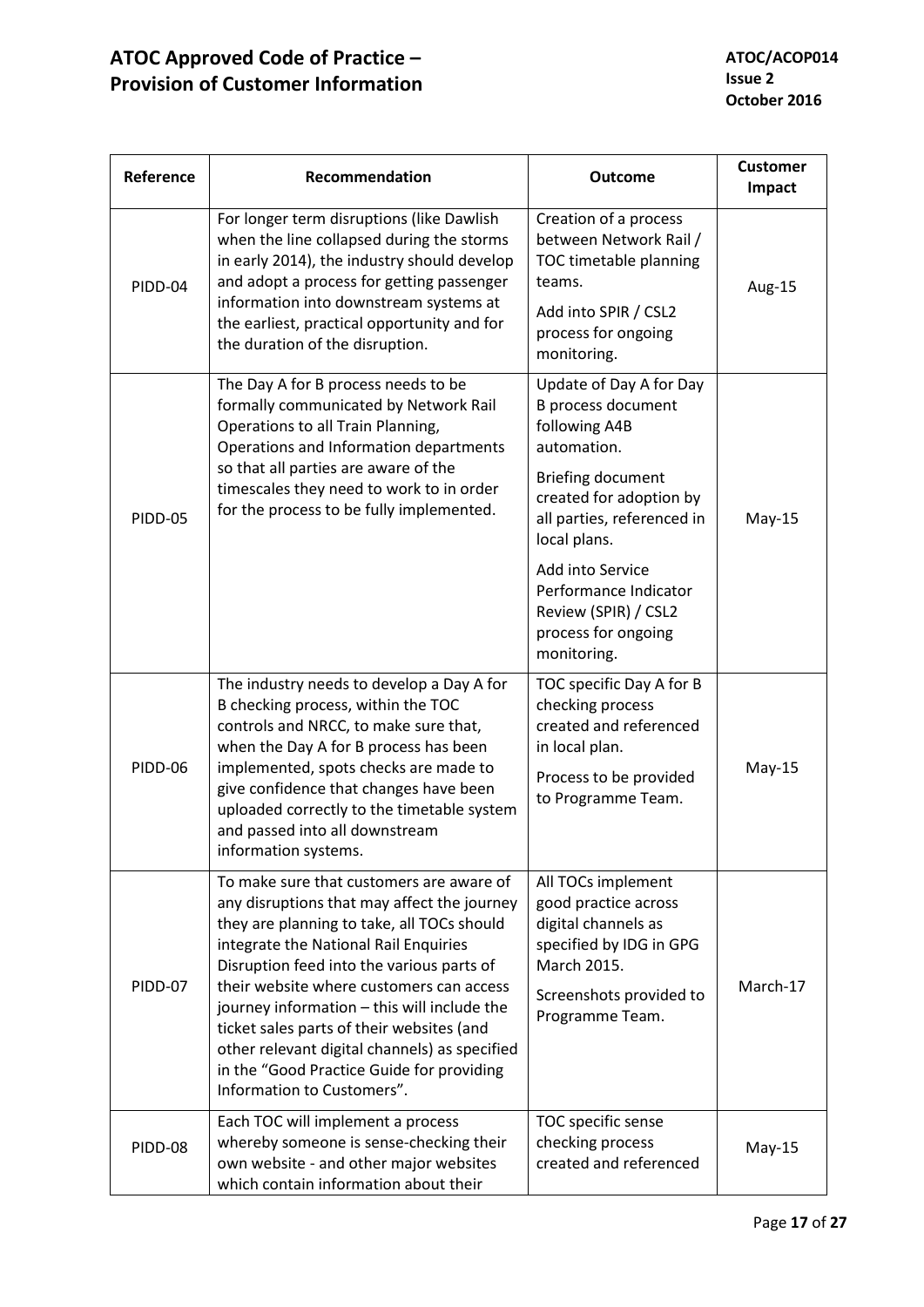| Reference | Recommendation | Outcome | Customer Impact |
|---|---|---|---|
| PIDD-04 | For longer term disruptions (like Dawlish when the line collapsed during the storms in early 2014), the industry should develop and adopt a process for getting passenger information into downstream systems at the earliest, practical opportunity and for the duration of the disruption. | Creation of a process between Network Rail / TOC timetable planning teams.<br><br>Add into SPIR / CSL2 process for ongoing monitoring. | Aug-15 |
| PIDD-05 | The Day A for B process needs to be formally communicated by Network Rail Operations to all Train Planning, Operations and Information departments so that all parties are aware of the timescales they need to work to in order for the process to be fully implemented. | Update of Day A for Day B process document following A4B automation.<br><br>Briefing document created for adoption by all parties, referenced in local plans.<br><br>Add into Service Performance Indicator Review (SPIR) / CSL2 process for ongoing monitoring. | May-15 |
| PIDD-06 | The industry needs to develop a Day A for B checking process, within the TOC controls and NRCC, to make sure that, when the Day A for B process has been implemented, spots checks are made to give confidence that changes have been uploaded correctly to the timetable system and passed into all downstream information systems. | TOC specific Day A for B checking process created and referenced in local plan.<br><br>Process to be provided to Programme Team. | May-15 |
| PIDD-07 | To make sure that customers are aware of any disruptions that may affect the journey they are planning to take, all TOCs should integrate the National Rail Enquiries Disruption feed into the various parts of their website where customers can access journey information – this will include the ticket sales parts of their websites (and other relevant digital channels) as specified in the "Good Practice Guide for providing Information to Customers". | All TOCs implement good practice across digital channels as specified by IDG in GPG March 2015.<br><br>Screenshots provided to Programme Team. | March-17 |
| PIDD-08 | Each TOC will implement a process whereby someone is sense-checking their own website - and other major websites which contain information about their | TOC specific sense checking process created and referenced | May-15 |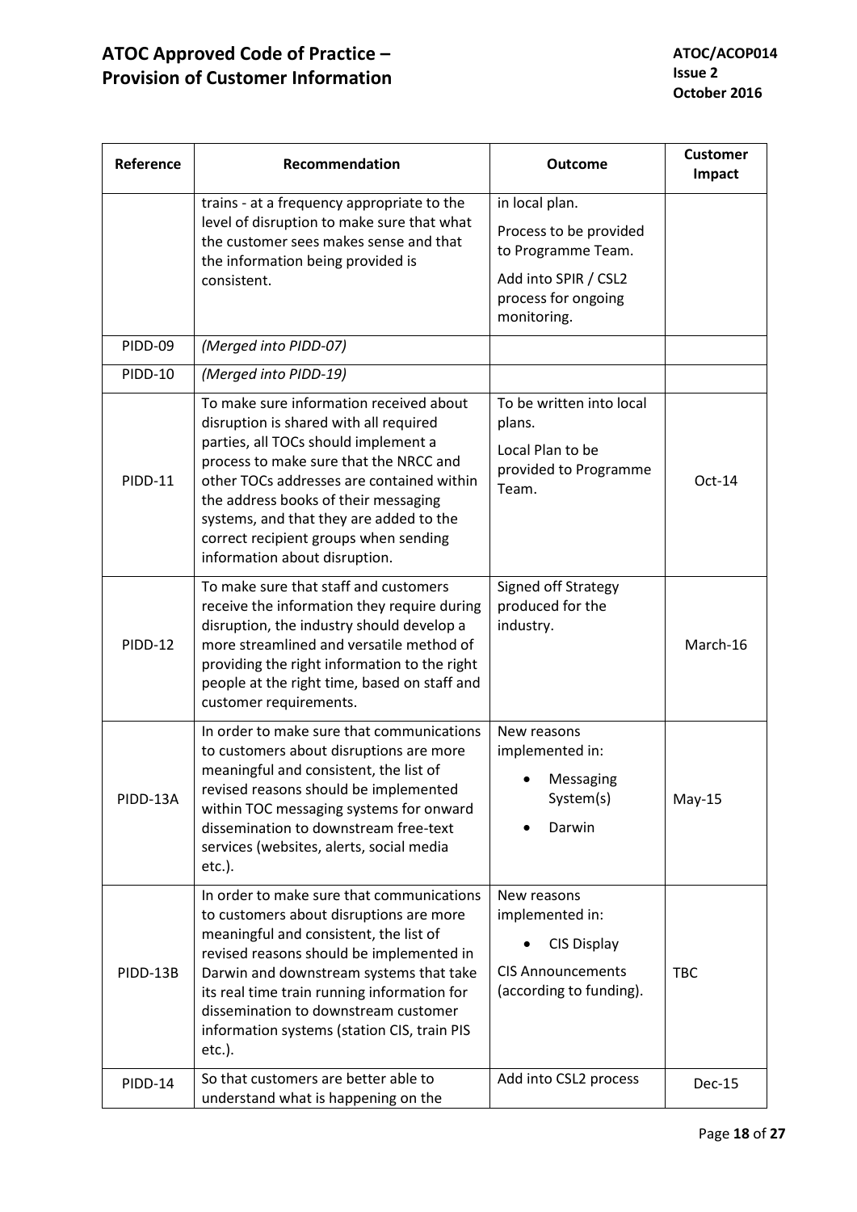| Reference | Recommendation | Outcome | Customer Impact |
|---|---|---|---|
| | trains - at a frequency appropriate to the level of disruption to make sure that what the customer sees makes sense and that the information being provided is consistent. | in local plan.<br>Process to be provided to Programme Team.<br>Add into SPIR / CSL2 process for ongoing monitoring. | |
| PIDD-09 | *(Merged into PIDD-07)* | | |
| PIDD-10 | *(Merged into PIDD-19)* | | |
| PIDD-11 | To make sure information received about disruption is shared with all required parties, all TOCs should implement a process to make sure that the NRCC and other TOCs addresses are contained within the address books of their messaging systems, and that they are added to the correct recipient groups when sending information about disruption. | To be written into local plans.<br>Local Plan to be provided to Programme Team. | Oct-14 |
| PIDD-12 | To make sure that staff and customers receive the information they require during disruption, the industry should develop a more streamlined and versatile method of providing the right information to the right people at the right time, based on staff and customer requirements. | Signed off Strategy produced for the industry. | March-16 |
| PIDD-13A | In order to make sure that communications to customers about disruptions are more meaningful and consistent, the list of revised reasons should be implemented within TOC messaging systems for onward dissemination to downstream free-text services (websites, alerts, social media etc.). | New reasons implemented in:<br>• Messaging System(s)<br>• Darwin | May-15 |
| PIDD-13B | In order to make sure that communications to customers about disruptions are more meaningful and consistent, the list of revised reasons should be implemented in Darwin and downstream systems that take its real time train running information for dissemination to downstream customer information systems (station CIS, train PIS etc.). | New reasons implemented in:<br>• CIS Display<br>CIS Announcements (according to funding). | TBC |
| PIDD-14 | So that customers are better able to understand what is happening on the | Add into CSL2 process | Dec-15 |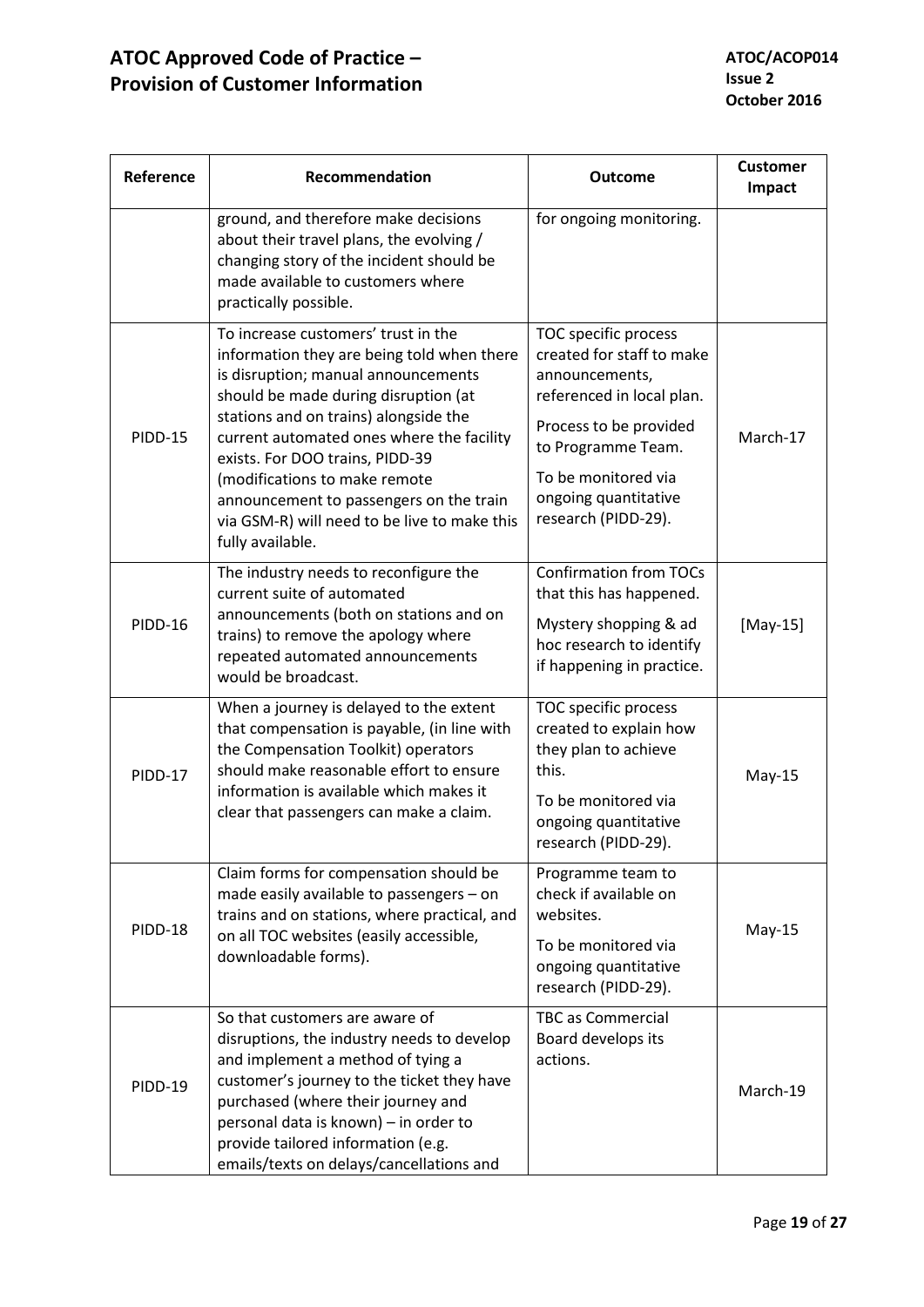| Reference | Recommendation | Outcome | Customer Impact |
|---|---|---|---|
| | ground, and therefore make decisions about their travel plans, the evolving / changing story of the incident should be made available to customers where practically possible. | for ongoing monitoring. | |
| PIDD-15 | To increase customers' trust in the information they are being told when there is disruption; manual announcements should be made during disruption (at stations and on trains) alongside the current automated ones where the facility exists. For DOO trains, PIDD-39 (modifications to make remote announcement to passengers on the train via GSM-R) will need to be live to make this fully available. | TOC specific process created for staff to make announcements, referenced in local plan.<br><br>Process to be provided to Programme Team.<br><br>To be monitored via ongoing quantitative research (PIDD-29). | March-17 |
| PIDD-16 | The industry needs to reconfigure the current suite of automated announcements (both on stations and on trains) to remove the apology where repeated automated announcements would be broadcast. | Confirmation from TOCs that this has happened.<br><br>Mystery shopping & ad hoc research to identify if happening in practice. | [May-15] |
| PIDD-17 | When a journey is delayed to the extent that compensation is payable, (in line with the Compensation Toolkit) operators should make reasonable effort to ensure information is available which makes it clear that passengers can make a claim. | TOC specific process created to explain how they plan to achieve this.<br><br>To be monitored via ongoing quantitative research (PIDD-29). | May-15 |
| PIDD-18 | Claim forms for compensation should be made easily available to passengers – on trains and on stations, where practical, and on all TOC websites (easily accessible, downloadable forms). | Programme team to check if available on websites.<br><br>To be monitored via ongoing quantitative research (PIDD-29). | May-15 |
| PIDD-19 | So that customers are aware of disruptions, the industry needs to develop and implement a method of tying a customer's journey to the ticket they have purchased (where their journey and personal data is known) – in order to provide tailored information (e.g. emails/texts on delays/cancellations and | TBC as Commercial Board develops its actions. | March-19 |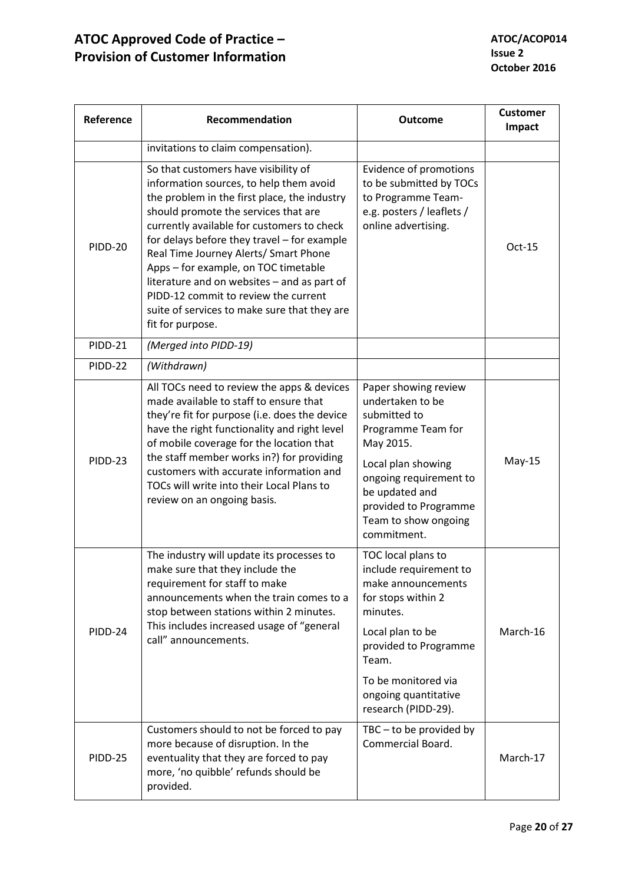| Reference | Recommendation | Outcome | Customer Impact |
|---|---|---|---|
| | invitations to claim compensation). | | |
| PIDD-20 | So that customers have visibility of information sources, to help them avoid the problem in the first place, the industry should promote the services that are currently available for customers to check for delays before they travel – for example Real Time Journey Alerts/ Smart Phone Apps – for example, on TOC timetable literature and on websites – and as part of PIDD-12 commit to review the current suite of services to make sure that they are fit for purpose. | Evidence of promotions to be submitted by TOCs to Programme Team- e.g. posters / leaflets / online advertising. | Oct-15 |
| PIDD-21 | *(Merged into PIDD-19)* | | |
| PIDD-22 | *(Withdrawn)* | | |
| PIDD-23 | All TOCs need to review the apps & devices made available to staff to ensure that they're fit for purpose (i.e. does the device have the right functionality and right level of mobile coverage for the location that the staff member works in?) for providing customers with accurate information and TOCs will write into their Local Plans to review on an ongoing basis. | Paper showing review undertaken to be submitted to Programme Team for May 2015.<br><br>Local plan showing ongoing requirement to be updated and provided to Programme Team to show ongoing commitment. | May-15 |
| PIDD-24 | The industry will update its processes to make sure that they include the requirement for staff to make announcements when the train comes to a stop between stations within 2 minutes. This includes increased usage of "general call" announcements. | TOC local plans to include requirement to make announcements for stops within 2 minutes.<br><br>Local plan to be provided to Programme Team.<br><br>To be monitored via ongoing quantitative research (PIDD-29). | March-16 |
| PIDD-25 | Customers should to not be forced to pay more because of disruption. In the eventuality that they are forced to pay more, 'no quibble' refunds should be provided. | TBC – to be provided by Commercial Board. | March-17 |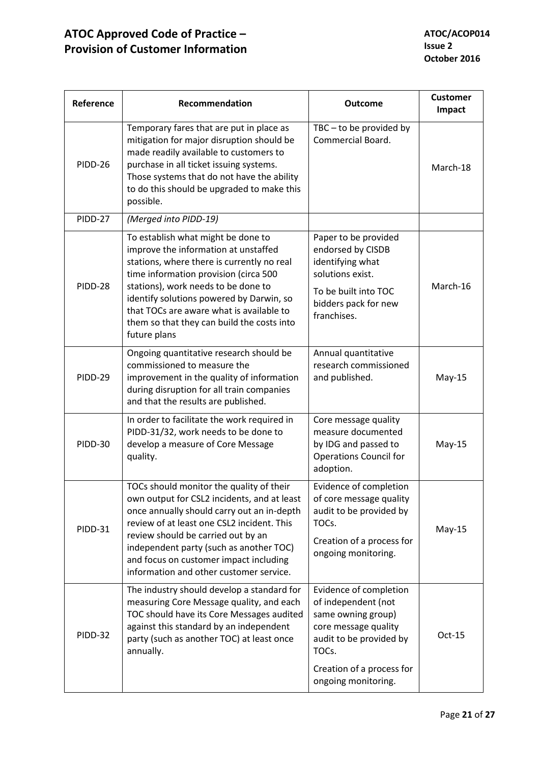| Reference | Recommendation | Outcome | Customer Impact |
|---|---|---|---|
| PIDD-26 | Temporary fares that are put in place as mitigation for major disruption should be made readily available to customers to purchase in all ticket issuing systems. Those systems that do not have the ability to do this should be upgraded to make this possible. | TBC – to be provided by Commercial Board. | March-18 |
| PIDD-27 | *(Merged into PIDD-19)* | | |
| PIDD-28 | To establish what might be done to improve the information at unstaffed stations, where there is currently no real time information provision (circa 500 stations), work needs to be done to identify solutions powered by Darwin, so that TOCs are aware what is available to them so that they can build the costs into future plans | Paper to be provided endorsed by CISDB identifying what solutions exist.<br><br>To be built into TOC bidders pack for new franchises. | March-16 |
| PIDD-29 | Ongoing quantitative research should be commissioned to measure the improvement in the quality of information during disruption for all train companies and that the results are published. | Annual quantitative research commissioned and published. | May-15 |
| PIDD-30 | In order to facilitate the work required in PIDD-31/32, work needs to be done to develop a measure of Core Message quality. | Core message quality measure documented by IDG and passed to Operations Council for adoption. | May-15 |
| PIDD-31 | TOCs should monitor the quality of their own output for CSL2 incidents, and at least once annually should carry out an in-depth review of at least one CSL2 incident. This review should be carried out by an independent party (such as another TOC) and focus on customer impact including information and other customer service. | Evidence of completion of core message quality audit to be provided by TOCs.<br><br>Creation of a process for ongoing monitoring. | May-15 |
| PIDD-32 | The industry should develop a standard for measuring Core Message quality, and each TOC should have its Core Messages audited against this standard by an independent party (such as another TOC) at least once annually. | Evidence of completion of independent (not same owning group) core message quality audit to be provided by TOCs.<br><br>Creation of a process for ongoing monitoring. | Oct-15 |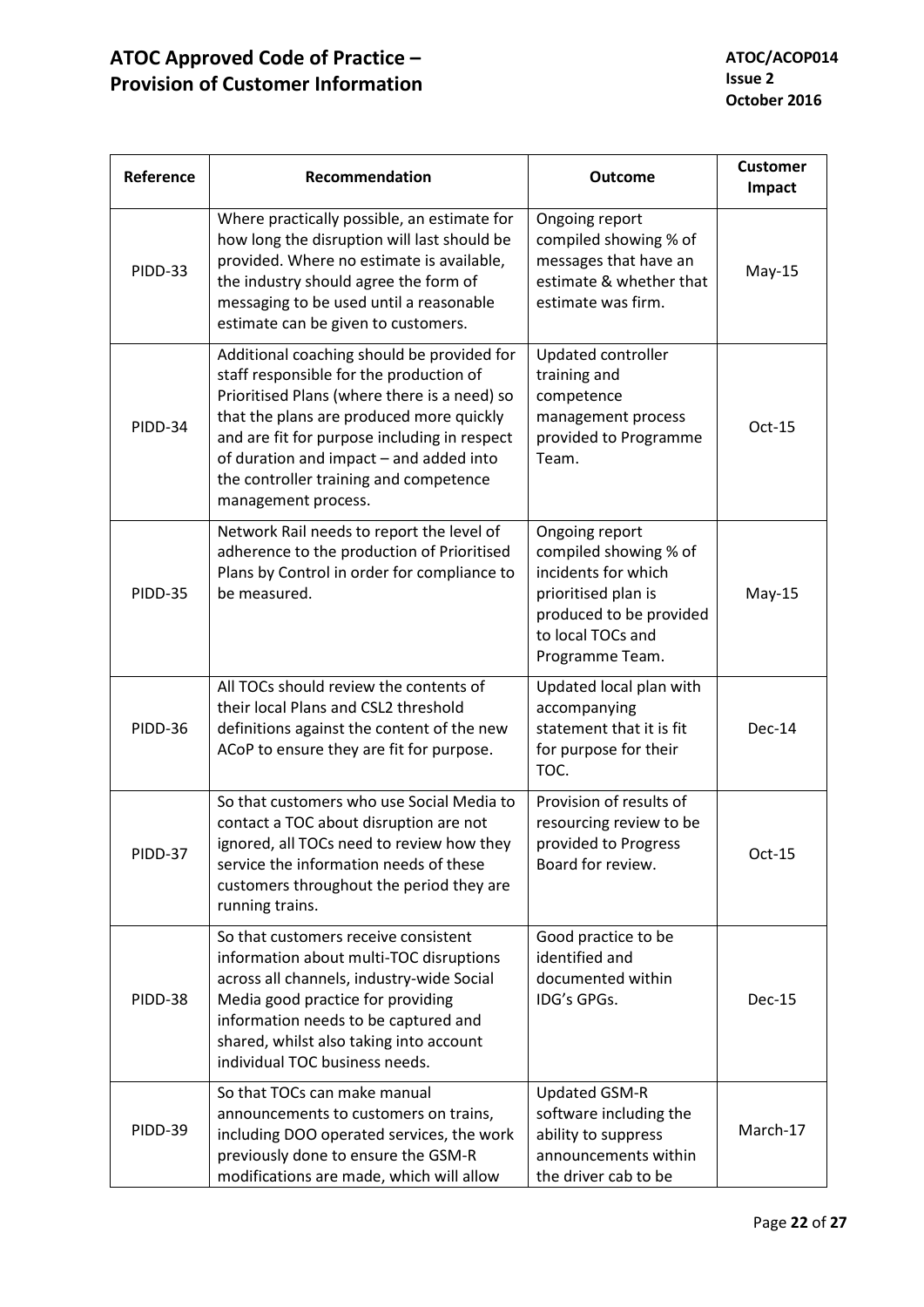| Reference | Recommendation | Outcome | Customer Impact |
| --- | --- | --- | --- |
| PIDD-33 | Where practically possible, an estimate for how long the disruption will last should be provided. Where no estimate is available, the industry should agree the form of messaging to be used until a reasonable estimate can be given to customers. | Ongoing report compiled showing % of messages that have an estimate & whether that estimate was firm. | May-15 |
| PIDD-34 | Additional coaching should be provided for staff responsible for the production of Prioritised Plans (where there is a need) so that the plans are produced more quickly and are fit for purpose including in respect of duration and impact – and added into the controller training and competence management process. | Updated controller training and competence management process provided to Programme Team. | Oct-15 |
| PIDD-35 | Network Rail needs to report the level of adherence to the production of Prioritised Plans by Control in order for compliance to be measured. | Ongoing report compiled showing % of incidents for which prioritised plan is produced to be provided to local TOCs and Programme Team. | May-15 |
| PIDD-36 | All TOCs should review the contents of their local Plans and CSL2 threshold definitions against the content of the new ACoP to ensure they are fit for purpose. | Updated local plan with accompanying statement that it is fit for purpose for their TOC. | Dec-14 |
| PIDD-37 | So that customers who use Social Media to contact a TOC about disruption are not ignored, all TOCs need to review how they service the information needs of these customers throughout the period they are running trains. | Provision of results of resourcing review to be provided to Progress Board for review. | Oct-15 |
| PIDD-38 | So that customers receive consistent information about multi-TOC disruptions across all channels, industry-wide Social Media good practice for providing information needs to be captured and shared, whilst also taking into account individual TOC business needs. | Good practice to be identified and documented within IDG's GPGs. | Dec-15 |
| PIDD-39 | So that TOCs can make manual announcements to customers on trains, including DOO operated services, the work previously done to ensure the GSM-R modifications are made, which will allow | Updated GSM-R software including the ability to suppress announcements within the driver cab to be | March-17 |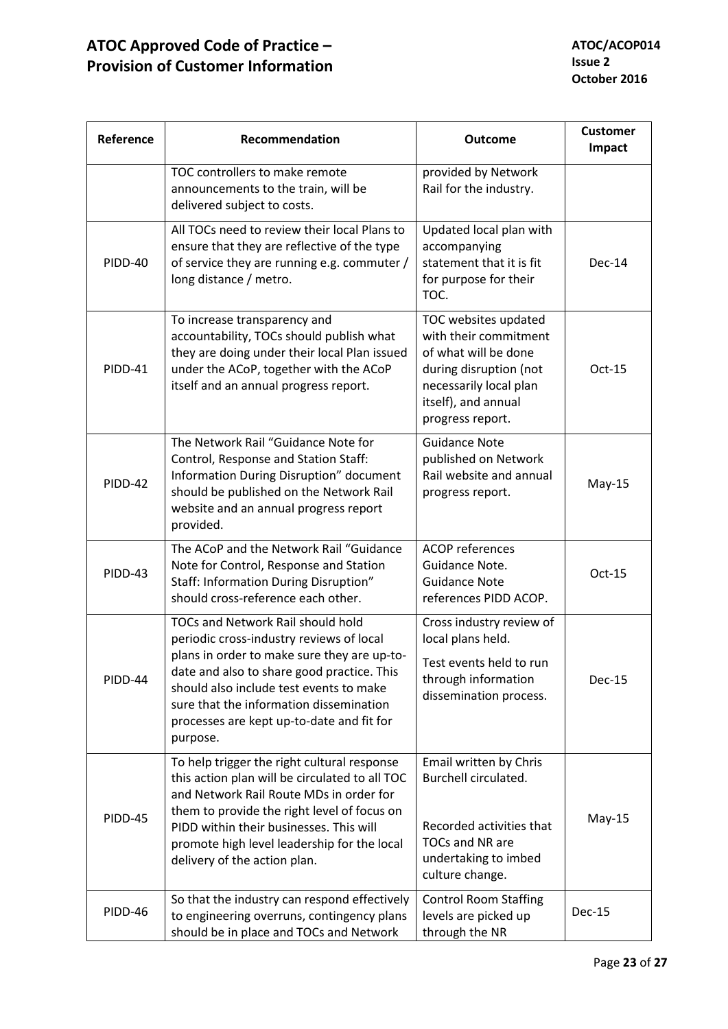| Reference | Recommendation | Outcome | Customer Impact |
|---|---|---|---|
| | TOC controllers to make remote announcements to the train, will be delivered subject to costs. | provided by Network Rail for the industry. | |
| PIDD-40 | All TOCs need to review their local Plans to ensure that they are reflective of the type of service they are running e.g. commuter / long distance / metro. | Updated local plan with accompanying statement that it is fit for purpose for their TOC. | Dec-14 |
| PIDD-41 | To increase transparency and accountability, TOCs should publish what they are doing under their local Plan issued under the ACoP, together with the ACoP itself and an annual progress report. | TOC websites updated with their commitment of what will be done during disruption (not necessarily local plan itself), and annual progress report. | Oct-15 |
| PIDD-42 | The Network Rail "Guidance Note for Control, Response and Station Staff: Information During Disruption" document should be published on the Network Rail website and an annual progress report provided. | Guidance Note published on Network Rail website and annual progress report. | May-15 |
| PIDD-43 | The ACoP and the Network Rail "Guidance Note for Control, Response and Station Staff: Information During Disruption" should cross-reference each other. | ACOP references Guidance Note. Guidance Note references PIDD ACOP. | Oct-15 |
| PIDD-44 | TOCs and Network Rail should hold periodic cross-industry reviews of local plans in order to make sure they are up-to-date and also to share good practice. This should also include test events to make sure that the information dissemination processes are kept up-to-date and fit for purpose. | Cross industry review of local plans held.<br><br>Test events held to run through information dissemination process. | Dec-15 |
| PIDD-45 | To help trigger the right cultural response this action plan will be circulated to all TOC and Network Rail Route MDs in order for them to provide the right level of focus on PIDD within their businesses. This will promote high level leadership for the local delivery of the action plan. | Email written by Chris Burchell circulated.<br><br>Recorded activities that TOCs and NR are undertaking to imbed culture change. | May-15 |
| PIDD-46 | So that the industry can respond effectively to engineering overruns, contingency plans should be in place and TOCs and Network | Control Room Staffing levels are picked up through the NR | Dec-15 |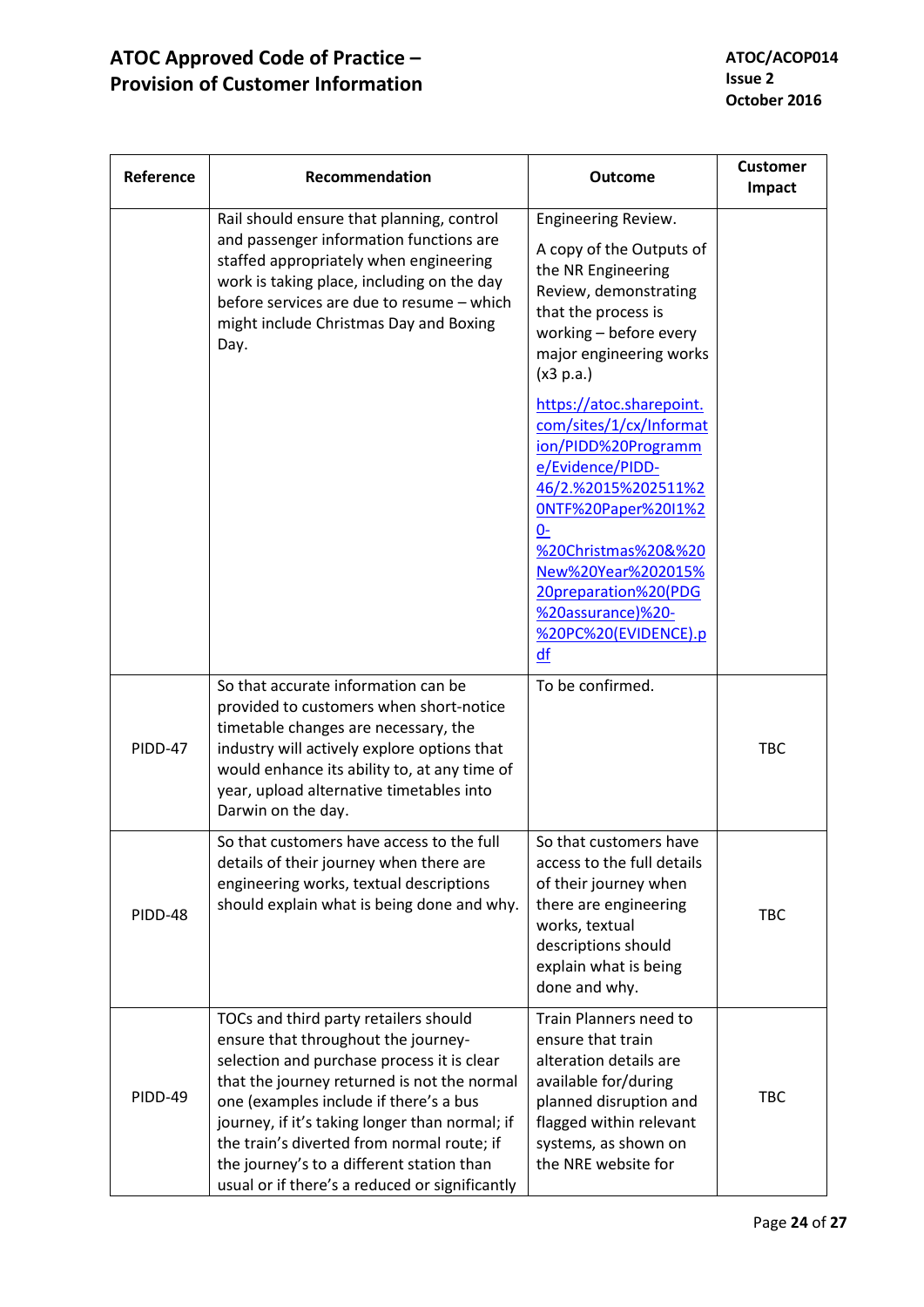| Reference | Recommendation | Outcome | Customer Impact |
|---|---|---|---|
| | Rail should ensure that planning, control and passenger information functions are staffed appropriately when engineering work is taking place, including on the day before services are due to resume – which might include Christmas Day and Boxing Day. | Engineering Review.<br><br>A copy of the Outputs of the NR Engineering Review, demonstrating that the process is working – before every major engineering works (x3 p.a.)<br><br>[https://atoc.sharepoint.com/sites/1/cx/Information/PIDD%20Programme/Evidence/PIDD-46/2.%2015%202511%20NTF%20Paper%20I1%20-%20Christmas%20&%20New%20Year%202015%20preparation%20(PDG%20assurance)%20-%20PC%20(EVIDENCE).pdf](https://atoc.sharepoint.com/sites/1/cx/Information/PIDD%20Programme/Evidence/PIDD-46/2.%2015%202511%20NTF%20Paper%20I1%20-%20Christmas%20&%20New%20Year%202015%20preparation%20(PDG%20assurance)%20-%20PC%20(EVIDENCE).pdf) | |
| PIDD-47 | So that accurate information can be provided to customers when short-notice timetable changes are necessary, the industry will actively explore options that would enhance its ability to, at any time of year, upload alternative timetables into Darwin on the day. | To be confirmed. | TBC |
| PIDD-48 | So that customers have access to the full details of their journey when there are engineering works, textual descriptions should explain what is being done and why. | So that customers have access to the full details of their journey when there are engineering works, textual descriptions should explain what is being done and why. | TBC |
| PIDD-49 | TOCs and third party retailers should ensure that throughout the journey-selection and purchase process it is clear that the journey returned is not the normal one (examples include if there's a bus journey, if it's taking longer than normal; if the train's diverted from normal route; if the journey's to a different station than usual or if there's a reduced or significantly | Train Planners need to ensure that train alteration details are available for/during planned disruption and flagged within relevant systems, as shown on the NRE website for | TBC |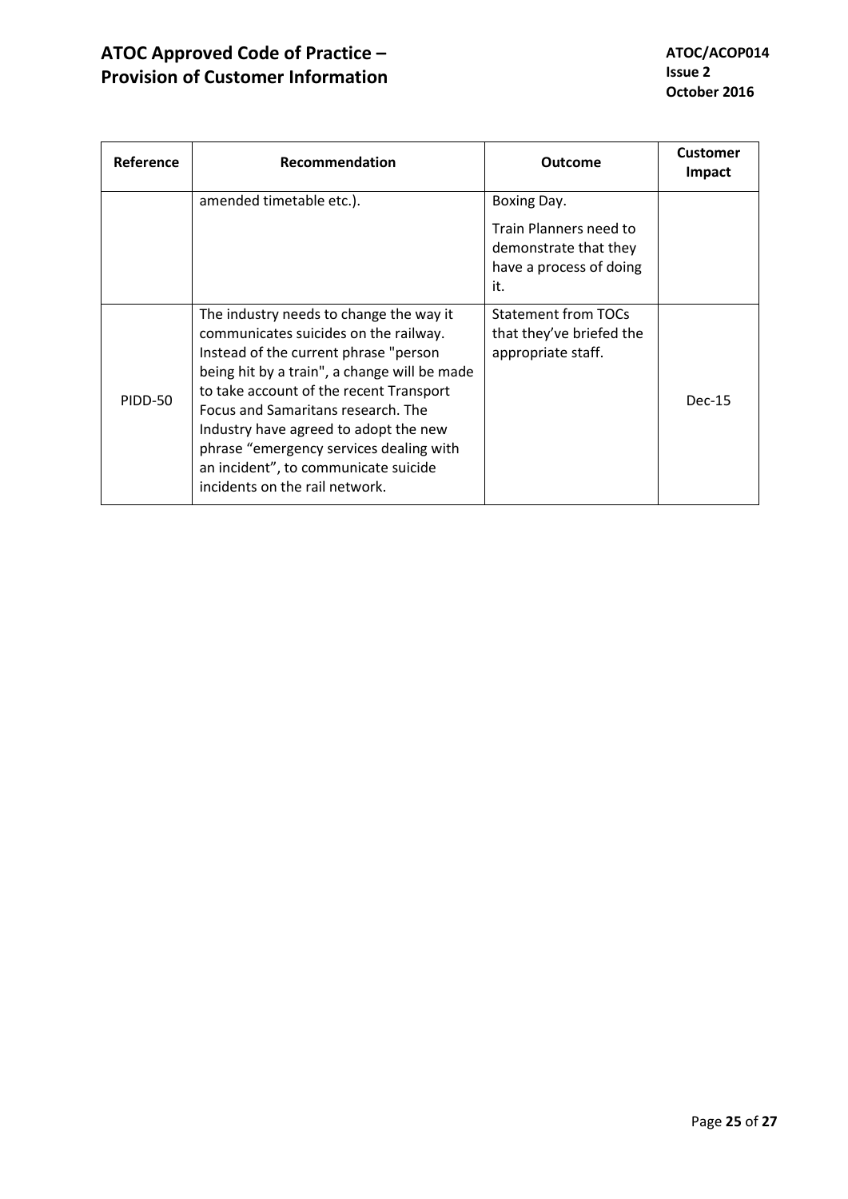| Reference | Recommendation | Outcome | Customer Impact |
|---|---|---|---|
| | amended timetable etc.). | Boxing Day.<br><br>Train Planners need to demonstrate that they have a process of doing it. | |
| PIDD-50 | The industry needs to change the way it communicates suicides on the railway. Instead of the current phrase "person being hit by a train", a change will be made to take account of the recent Transport Focus and Samaritans research. The Industry have agreed to adopt the new phrase “emergency services dealing with an incident”, to communicate suicide incidents on the rail network. | Statement from TOCs that they’ve briefed the appropriate staff. | Dec-15 |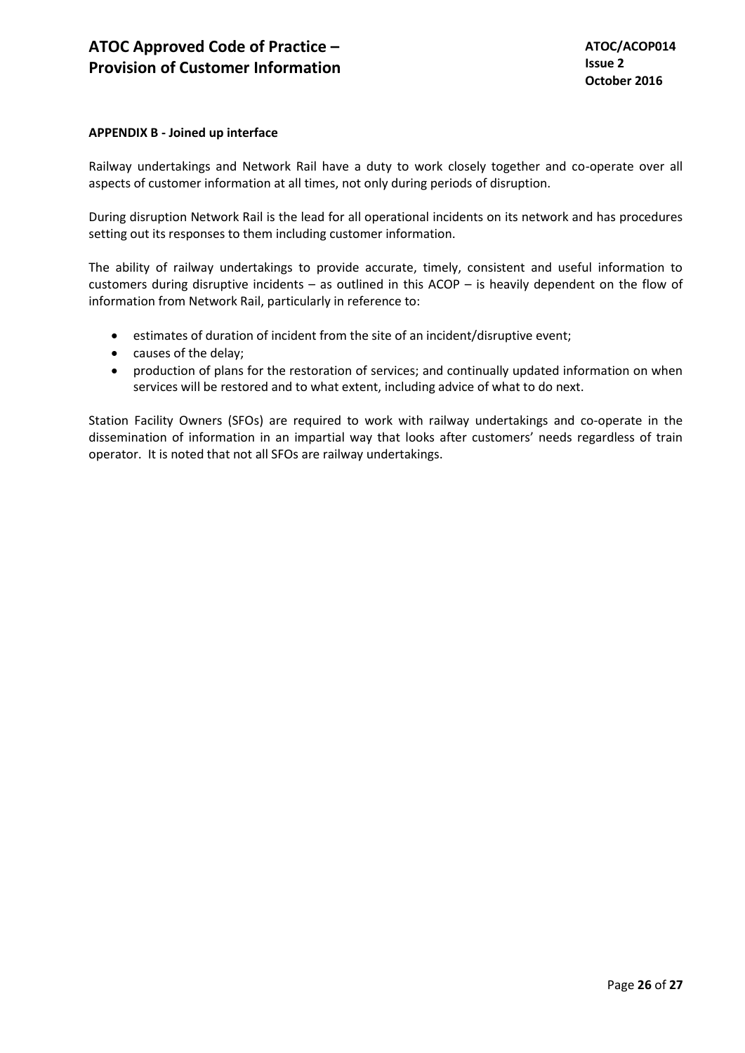**APPENDIX B - Joined up interface**

Railway undertakings and Network Rail have a duty to work closely together and co-operate over all aspects of customer information at all times, not only during periods of disruption.

During disruption Network Rail is the lead for all operational incidents on its network and has procedures setting out its responses to them including customer information.

The ability of railway undertakings to provide accurate, timely, consistent and useful information to customers during disruptive incidents – as outlined in this ACOP – is heavily dependent on the flow of information from Network Rail, particularly in reference to:

- estimates of duration of incident from the site of an incident/disruptive event;
- causes of the delay;
- production of plans for the restoration of services; and continually updated information on when services will be restored and to what extent, including advice of what to do next.

Station Facility Owners (SFOs) are required to work with railway undertakings and co-operate in the dissemination of information in an impartial way that looks after customers' needs regardless of train operator. It is noted that not all SFOs are railway undertakings.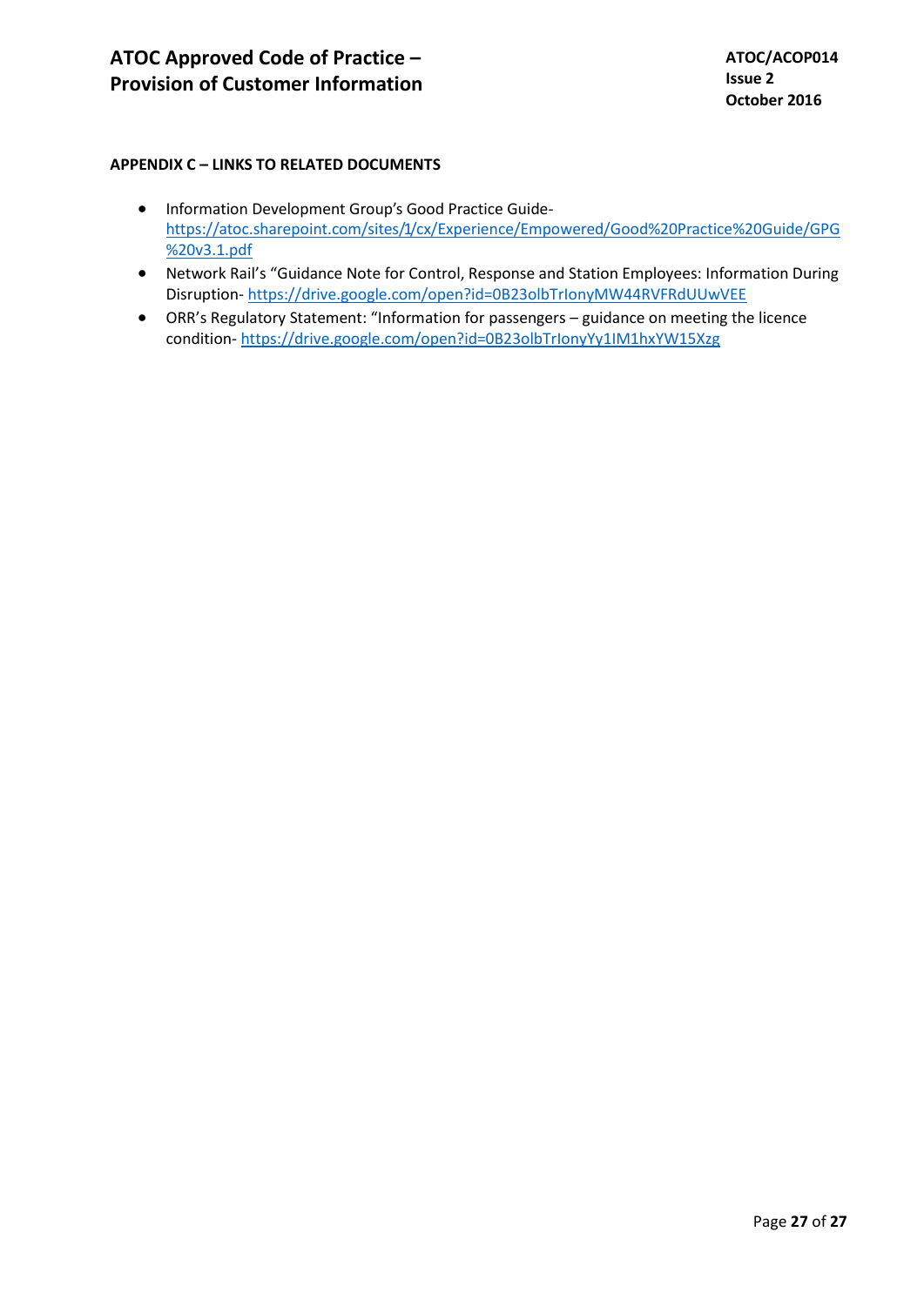**APPENDIX C – LINKS TO RELATED DOCUMENTS**

- Information Development Group's Good Practice Guide- https://atoc.sharepoint.com/sites/1/cx/Experience/Empowered/Good%20Practice%20Guide/GPG%20v3.1.pdf
- Network Rail's "Guidance Note for Control, Response and Station Employees: Information During Disruption- https://drive.google.com/open?id=0B23olbTrIonyMW44RVFRdUUwVEE
- ORR's Regulatory Statement: "Information for passengers – guidance on meeting the licence condition- https://drive.google.com/open?id=0B23olbTrIonyYy1IM1hxYW15Xzg